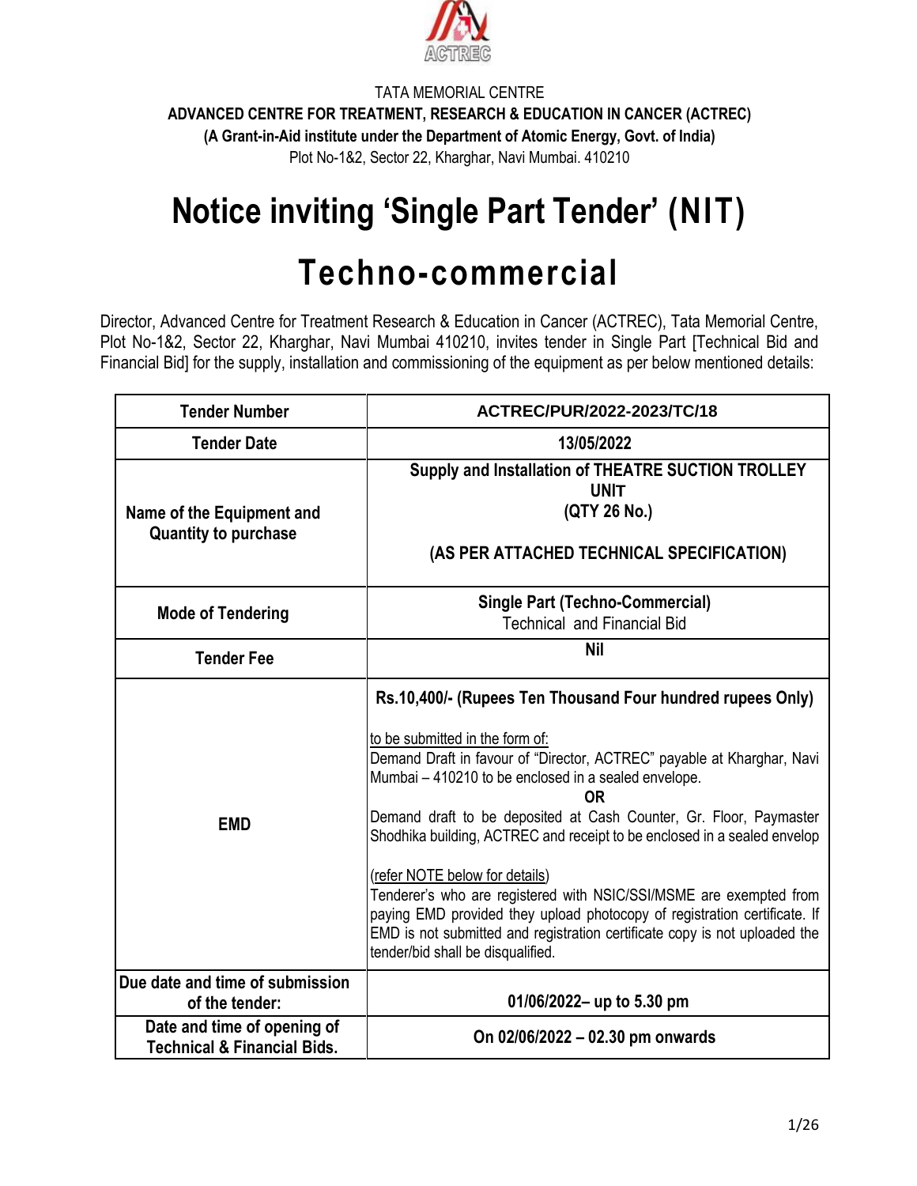TATA MEMORIAL CENTRE

**ADVANCED CENTRE FOR TREATMENT, RESEARCH & EDUCATION IN CANCER (ACTREC)**

**(A Grant-in-Aid institute under the Department of Atomic Energy, Govt. of India)**

Plot No-1&2, Sector 22, Kharghar, Navi Mumbai. 410210

# Notice inviting 'Single Part Tender' (NIT)

# Techno-commercial

Director, Advanced Centre for Treatment Research & Education in Cancer (ACTREC), Tata Memorial Centre, Plot No-1&2, Sector 22, Kharghar, Navi Mumbai 410210, invites tender in Single Part [Technical Bid and Financial Bid] for the supply, installation and commissioning of the equipment as per below mentioned details:

| **Tender Number** | **ACTREC/PUR/2022-2023/TC/18** |
|---|---|
| **Tender Date** | **13/05/2022** |
| **Name of the Equipment and Quantity to purchase** | **Supply and Installation of THEATRE SUCTION TROLLEY UNIT**<br>**(QTY 26 No.)**<br><br>**(AS PER ATTACHED TECHNICAL SPECIFICATION)** |
| **Mode of Tendering** | **Single Part (Techno-Commercial)**<br>Technical and Financial Bid |
| **Tender Fee** | **Nil** |
| **EMD** | **Rs.10,400/- (Rupees Ten Thousand Four hundred rupees Only)**<br><br>to be submitted in the form of:<br>Demand Draft in favour of "Director, ACTREC" payable at Kharghar, Navi Mumbai – 410210 to be enclosed in a sealed envelope.<br>**OR**<br>Demand draft to be deposited at Cash Counter, Gr. Floor, Paymaster Shodhika building, ACTREC and receipt to be enclosed in a sealed envelop<br><br>(refer NOTE below for details)<br>Tenderer's who are registered with NSIC/SSI/MSME are exempted from paying EMD provided they upload photocopy of registration certificate. If EMD is not submitted and registration certificate copy is not uploaded the tender/bid shall be disqualified. |
| **Due date and time of submission of the tender:** | **01/06/2022– up to 5.30 pm** |
| **Date and time of opening of Technical & Financial Bids.** | **On 02/06/2022 – 02.30 pm onwards** |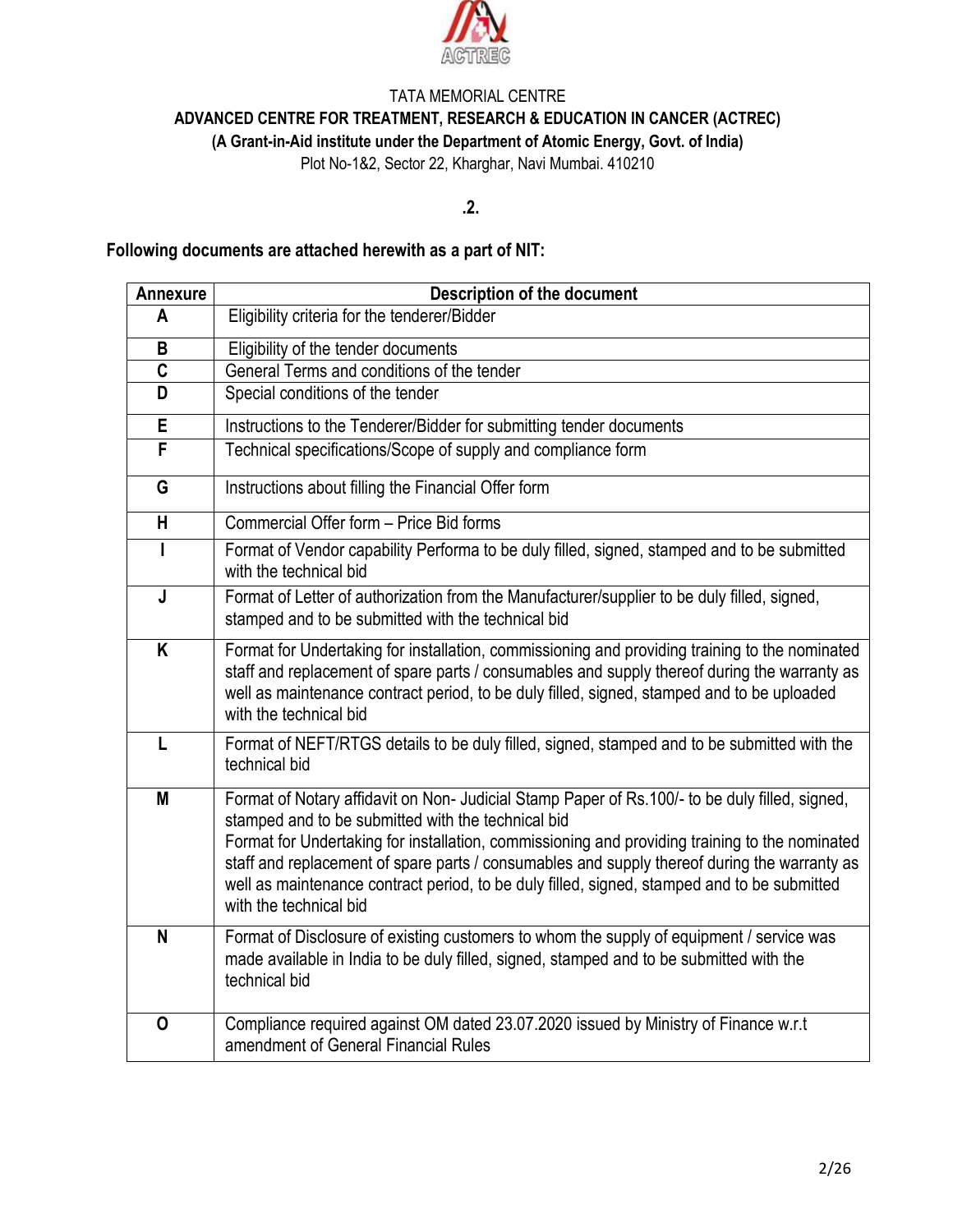TATA MEMORIAL CENTRE

**ADVANCED CENTRE FOR TREATMENT, RESEARCH & EDUCATION IN CANCER (ACTREC)**

**(A Grant-in-Aid institute under the Department of Atomic Energy, Govt. of India)**

Plot No-1&2, Sector 22, Kharghar, Navi Mumbai. 410210

**.2.**

**Following documents are attached herewith as a part of NIT:**

| Annexure | Description of the document |
|---|---|
| **A** | Eligibility criteria for the tenderer/Bidder |
| **B** | Eligibility of the tender documents |
| **C** | General Terms and conditions of the tender |
| **D** | Special conditions of the tender |
| **E** | Instructions to the Tenderer/Bidder for submitting tender documents |
| **F** | Technical specifications/Scope of supply and compliance form |
| **G** | Instructions about filling the Financial Offer form |
| **H** | Commercial Offer form – Price Bid forms |
| **I** | Format of Vendor capability Performa to be duly filled, signed, stamped and to be submitted with the technical bid |
| **J** | Format of Letter of authorization from the Manufacturer/supplier to be duly filled, signed, stamped and to be submitted with the technical bid |
| **K** | Format for Undertaking for installation, commissioning and providing training to the nominated staff and replacement of spare parts / consumables and supply thereof during the warranty as well as maintenance contract period, to be duly filled, signed, stamped and to be uploaded with the technical bid |
| **L** | Format of NEFT/RTGS details to be duly filled, signed, stamped and to be submitted with the technical bid |
| **M** | Format of Notary affidavit on Non- Judicial Stamp Paper of Rs.100/- to be duly filled, signed, stamped and to be submitted with the technical bid<br>Format for Undertaking for installation, commissioning and providing training to the nominated staff and replacement of spare parts / consumables and supply thereof during the warranty as well as maintenance contract period, to be duly filled, signed, stamped and to be submitted with the technical bid |
| **N** | Format of Disclosure of existing customers to whom the supply of equipment / service was made available in India to be duly filled, signed, stamped and to be submitted with the technical bid |
| **O** | Compliance required against OM dated 23.07.2020 issued by Ministry of Finance w.r.t amendment of General Financial Rules |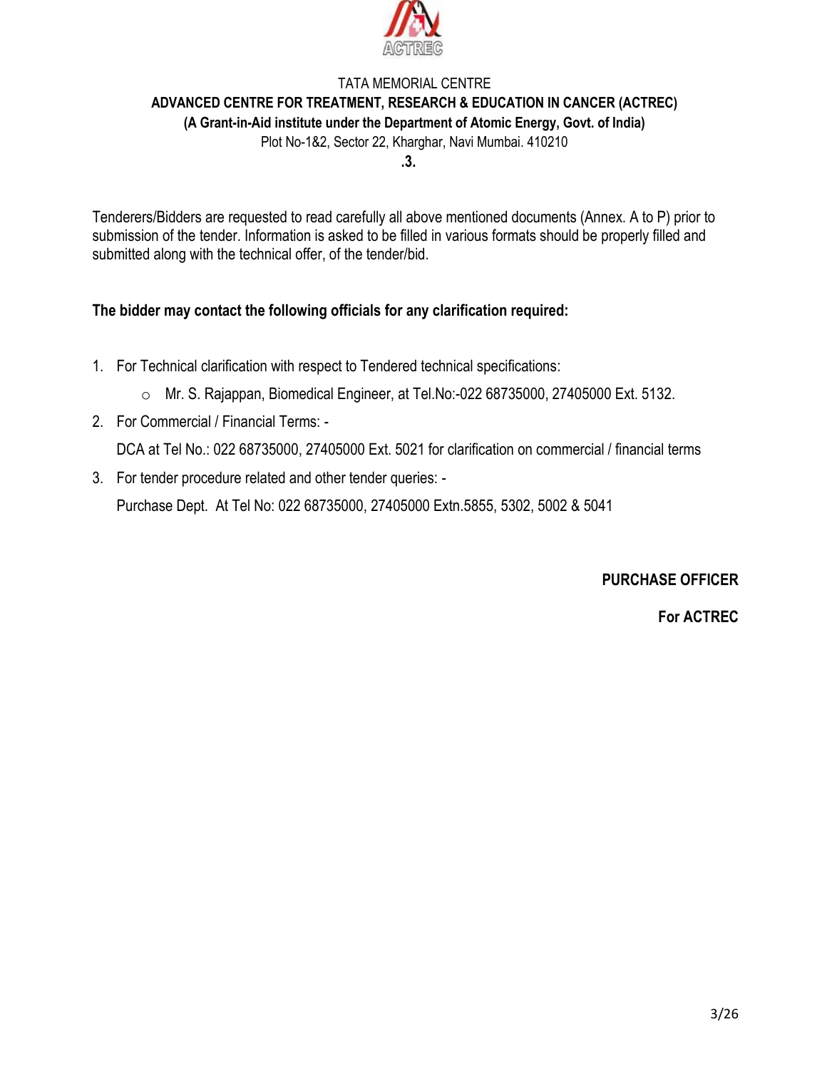TATA MEMORIAL CENTRE

**ADVANCED CENTRE FOR TREATMENT, RESEARCH & EDUCATION IN CANCER (ACTREC)**

**(A Grant-in-Aid institute under the Department of Atomic Energy, Govt. of India)**

Plot No-1&2, Sector 22, Kharghar, Navi Mumbai. 410210

**.3.**

Tenderers/Bidders are requested to read carefully all above mentioned documents (Annex. A to P) prior to submission of the tender. Information is asked to be filled in various formats should be properly filled and submitted along with the technical offer, of the tender/bid.

**The bidder may contact the following officials for any clarification required:**

1. For Technical clarification with respect to Tendered technical specifications:
   - Mr. S. Rajappan, Biomedical Engineer, at Tel.No:-022 68735000, 27405000 Ext. 5132.
2. For Commercial / Financial Terms: -

   DCA at Tel No.: 022 68735000, 27405000 Ext. 5021 for clarification on commercial / financial terms
3. For tender procedure related and other tender queries: -

   Purchase Dept. At Tel No: 022 68735000, 27405000 Extn.5855, 5302, 5002 & 5041

**PURCHASE OFFICER**

**For ACTREC**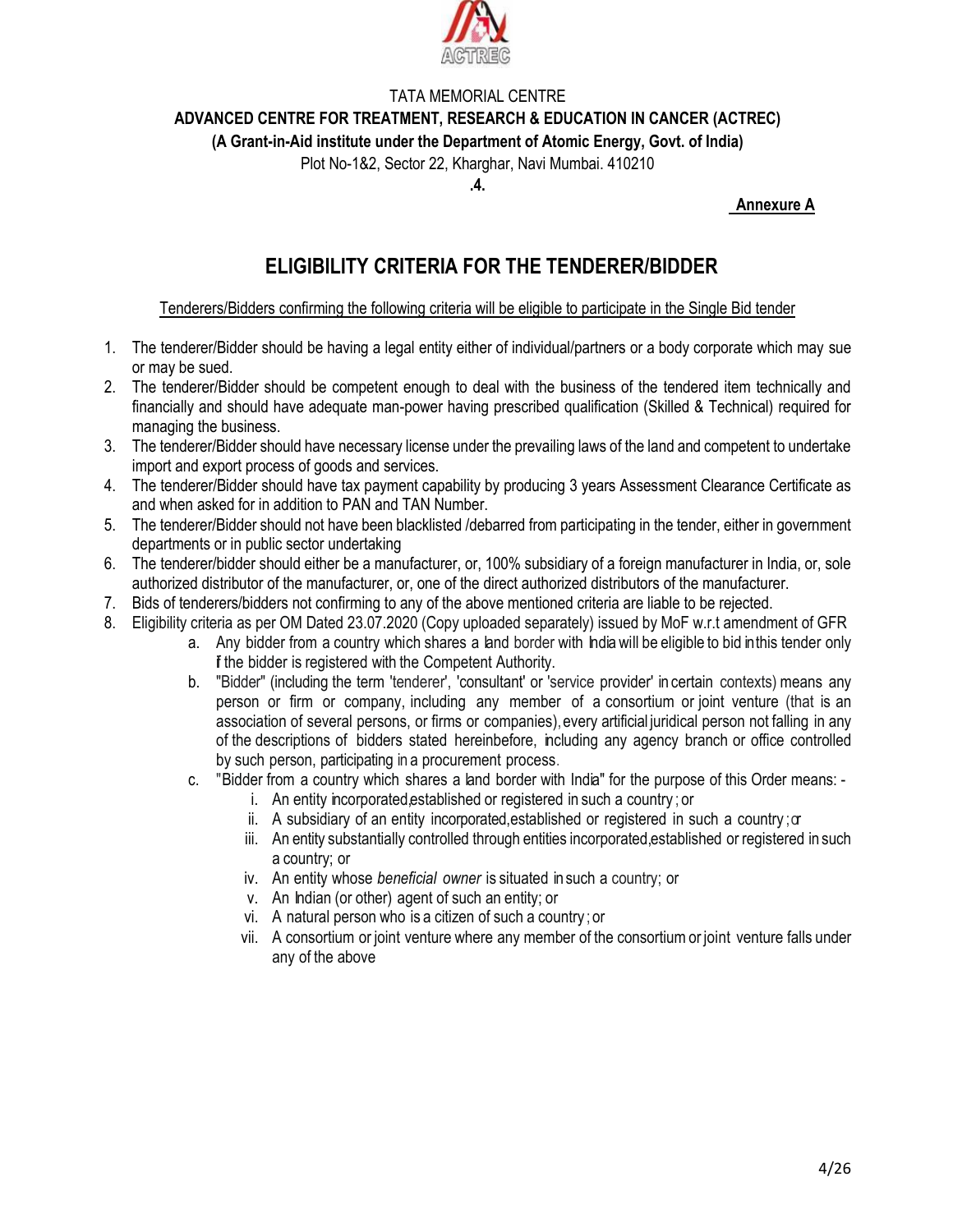TATA MEMORIAL CENTRE

**ADVANCED CENTRE FOR TREATMENT, RESEARCH & EDUCATION IN CANCER (ACTREC)**

**(A Grant-in-Aid institute under the Department of Atomic Energy, Govt. of India)**

Plot No-1&2, Sector 22, Kharghar, Navi Mumbai. 410210

**.4.**

**Annexure A**

# ELIGIBILITY CRITERIA FOR THE TENDERER/BIDDER

Tenderers/Bidders confirming the following criteria will be eligible to participate in the Single Bid tender

1. The tenderer/Bidder should be having a legal entity either of individual/partners or a body corporate which may sue or may be sued.
2. The tenderer/Bidder should be competent enough to deal with the business of the tendered item technically and financially and should have adequate man-power having prescribed qualification (Skilled & Technical) required for managing the business.
3. The tenderer/Bidder should have necessary license under the prevailing laws of the land and competent to undertake import and export process of goods and services.
4. The tenderer/Bidder should have tax payment capability by producing 3 years Assessment Clearance Certificate as and when asked for in addition to PAN and TAN Number.
5. The tenderer/Bidder should not have been blacklisted /debarred from participating in the tender, either in government departments or in public sector undertaking
6. The tenderer/bidder should either be a manufacturer, or, 100% subsidiary of a foreign manufacturer in India, or, sole authorized distributor of the manufacturer, or, one of the direct authorized distributors of the manufacturer.
7. Bids of tenderers/bidders not confirming to any of the above mentioned criteria are liable to be rejected.
8. Eligibility criteria as per OM Dated 23.07.2020 (Copy uploaded separately) issued by MoF w.r.t amendment of GFR
    a. Any bidder from a country which shares a land border with India will be eligible to bid in this tender only if the bidder is registered with the Competent Authority.
    b. "Bidder" (including the term 'tenderer', 'consultant' or 'service provider' in certain contexts) means any person or firm or company, including any member of a consortium or joint venture (that is an association of several persons, or firms or companies), every artificial juridical person not falling in any of the descriptions of bidders stated hereinbefore, including any agency branch or office controlled by such person, participating in a procurement process.
    c. "Bidder from a country which shares a land border with India" for the purpose of this Order means: -
        i. An entity incorporated, established or registered in such a country ; or
        ii. A subsidiary of an entity incorporated, established or registered in such a country ; or
        iii. An entity substantially controlled through entities incorporated, established or registered in such a country; or
        iv. An entity whose *beneficial owner* is situated in such a country; or
        v. An Indian (or other) agent of such an entity; or
        vi. A natural person who is a citizen of such a country ; or
        vii. A consortium or joint venture where any member of the consortium or joint venture falls under any of the above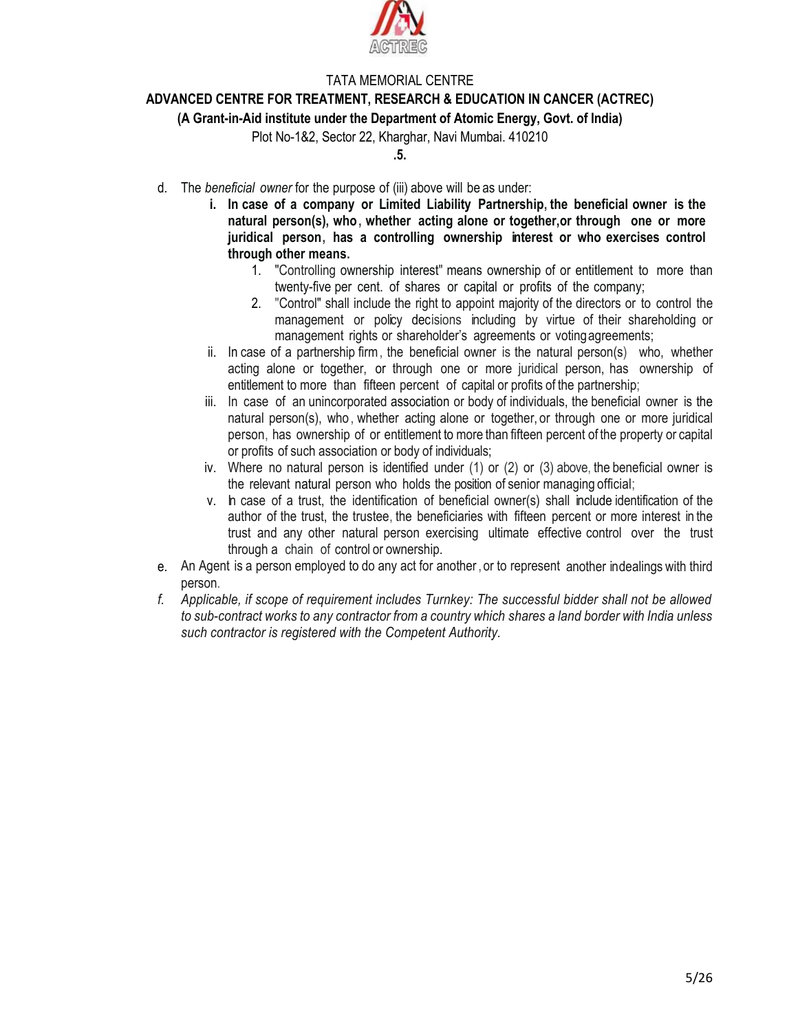TATA MEMORIAL CENTRE

**ADVANCED CENTRE FOR TREATMENT, RESEARCH & EDUCATION IN CANCER (ACTREC)**

**(A Grant-in-Aid institute under the Department of Atomic Energy, Govt. of India)**

Plot No-1&2, Sector 22, Kharghar, Navi Mumbai. 410210

**.5.**

d. The *beneficial owner* for the purpose of (iii) above will be as under:

   i. **In case of a company or Limited Liability Partnership, the beneficial owner is the natural person(s), who, whether acting alone or together, or through one or more juridical person, has a controlling ownership interest or who exercises control through other means.**

      1. "Controlling ownership interest" means ownership of or entitlement to more than twenty-five per cent. of shares or capital or profits of the company;
      2. "Control" shall include the right to appoint majority of the directors or to control the management or policy decisions including by virtue of their shareholding or management rights or shareholder's agreements or voting agreements;

   ii. In case of a partnership firm, the beneficial owner is the natural person(s) who, whether acting alone or together, or through one or more juridical person, has ownership of entitlement to more than fifteen percent of capital or profits of the partnership;

   iii. In case of an unincorporated association or body of individuals, the beneficial owner is the natural person(s), who, whether acting alone or together, or through one or more juridical person, has ownership of or entitlement to more than fifteen percent of the property or capital or profits of such association or body of individuals;

   iv. Where no natural person is identified under (1) or (2) or (3) above, the beneficial owner is the relevant natural person who holds the position of senior managing official;

   v. In case of a trust, the identification of beneficial owner(s) shall include identification of the author of the trust, the trustee, the beneficiaries with fifteen percent or more interest in the trust and any other natural person exercising ultimate effective control over the trust through a chain of control or ownership.

e. An Agent is a person employed to do any act for another, or to represent another in dealings with third person.

f. *Applicable, if scope of requirement includes Turnkey: The successful bidder shall not be allowed to sub-contract works to any contractor from a country which shares a land border with India unless such contractor is registered with the Competent Authority.*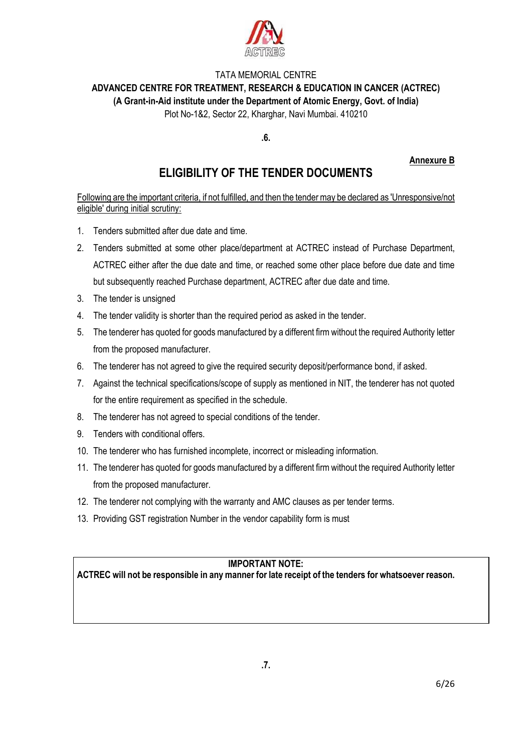TATA MEMORIAL CENTRE

**ADVANCED CENTRE FOR TREATMENT, RESEARCH & EDUCATION IN CANCER (ACTREC)**

**(A Grant-in-Aid institute under the Department of Atomic Energy, Govt. of India)**

Plot No-1&2, Sector 22, Kharghar, Navi Mumbai. 410210

**.6.**

**Annexure B**

# ELIGIBILITY OF THE TENDER DOCUMENTS

Following are the important criteria, if not fulfilled, and then the tender may be declared as 'Unresponsive/not eligible' during initial scrutiny:

1. Tenders submitted after due date and time.
2. Tenders submitted at some other place/department at ACTREC instead of Purchase Department, ACTREC either after the due date and time, or reached some other place before due date and time but subsequently reached Purchase department, ACTREC after due date and time.
3. The tender is unsigned
4. The tender validity is shorter than the required period as asked in the tender.
5. The tenderer has quoted for goods manufactured by a different firm without the required Authority letter from the proposed manufacturer.
6. The tenderer has not agreed to give the required security deposit/performance bond, if asked.
7. Against the technical specifications/scope of supply as mentioned in NIT, the tenderer has not quoted for the entire requirement as specified in the schedule.
8. The tenderer has not agreed to special conditions of the tender.
9. Tenders with conditional offers.
10. The tenderer who has furnished incomplete, incorrect or misleading information.
11. The tenderer has quoted for goods manufactured by a different firm without the required Authority letter from the proposed manufacturer.
12. The tenderer not complying with the warranty and AMC clauses as per tender terms.
13. Providing GST registration Number in the vendor capability form is must

**IMPORTANT NOTE:**
**ACTREC will not be responsible in any manner for late receipt of the tenders for whatsoever reason.**

**.7.**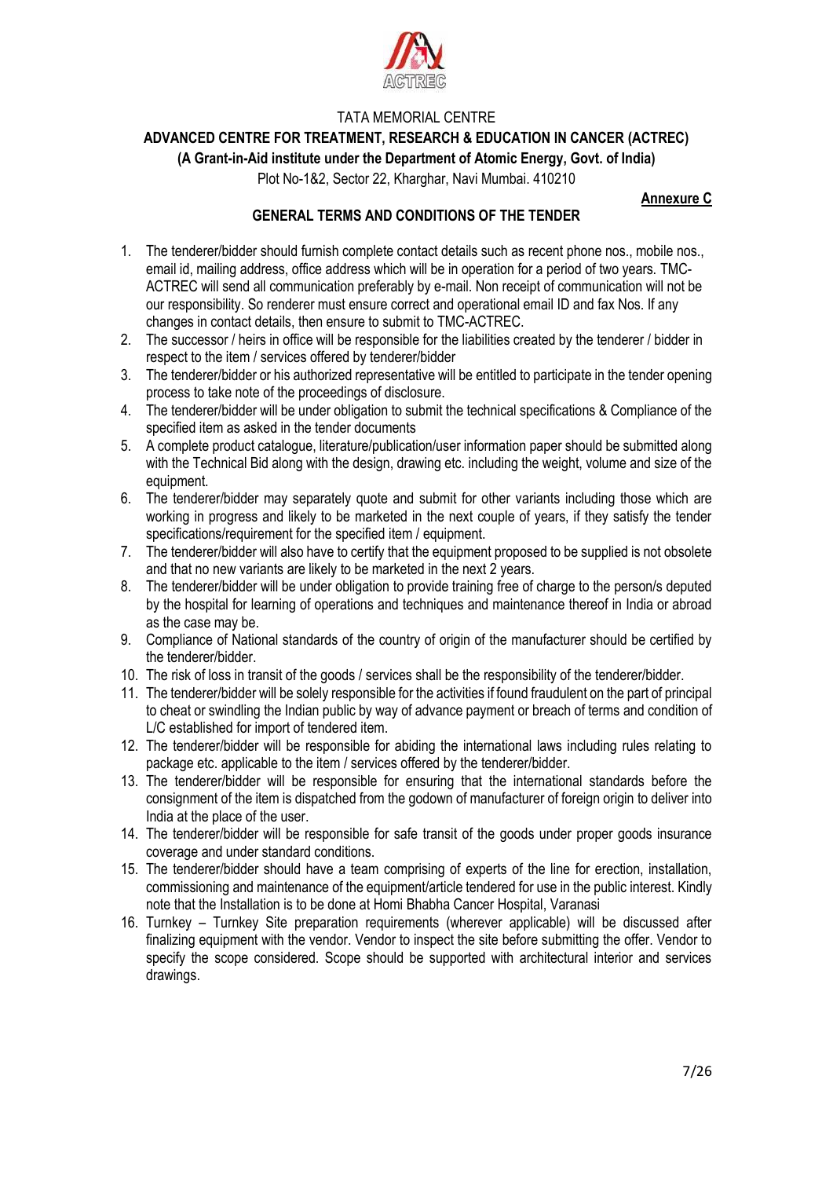TATA MEMORIAL CENTRE

**ADVANCED CENTRE FOR TREATMENT, RESEARCH & EDUCATION IN CANCER (ACTREC)**

**(A Grant-in-Aid institute under the Department of Atomic Energy, Govt. of India)**

Plot No-1&2, Sector 22, Kharghar, Navi Mumbai. 410210

**Annexure C**

## GENERAL TERMS AND CONDITIONS OF THE TENDER

1. The tenderer/bidder should furnish complete contact details such as recent phone nos., mobile nos., email id, mailing address, office address which will be in operation for a period of two years. TMC-ACTREC will send all communication preferably by e-mail. Non receipt of communication will not be our responsibility. So renderer must ensure correct and operational email ID and fax Nos. If any changes in contact details, then ensure to submit to TMC-ACTREC.
2. The successor / heirs in office will be responsible for the liabilities created by the tenderer / bidder in respect to the item / services offered by tenderer/bidder
3. The tenderer/bidder or his authorized representative will be entitled to participate in the tender opening process to take note of the proceedings of disclosure.
4. The tenderer/bidder will be under obligation to submit the technical specifications & Compliance of the specified item as asked in the tender documents
5. A complete product catalogue, literature/publication/user information paper should be submitted along with the Technical Bid along with the design, drawing etc. including the weight, volume and size of the equipment.
6. The tenderer/bidder may separately quote and submit for other variants including those which are working in progress and likely to be marketed in the next couple of years, if they satisfy the tender specifications/requirement for the specified item / equipment.
7. The tenderer/bidder will also have to certify that the equipment proposed to be supplied is not obsolete and that no new variants are likely to be marketed in the next 2 years.
8. The tenderer/bidder will be under obligation to provide training free of charge to the person/s deputed by the hospital for learning of operations and techniques and maintenance thereof in India or abroad as the case may be.
9. Compliance of National standards of the country of origin of the manufacturer should be certified by the tenderer/bidder.
10. The risk of loss in transit of the goods / services shall be the responsibility of the tenderer/bidder.
11. The tenderer/bidder will be solely responsible for the activities if found fraudulent on the part of principal to cheat or swindling the Indian public by way of advance payment or breach of terms and condition of L/C established for import of tendered item.
12. The tenderer/bidder will be responsible for abiding the international laws including rules relating to package etc. applicable to the item / services offered by the tenderer/bidder.
13. The tenderer/bidder will be responsible for ensuring that the international standards before the consignment of the item is dispatched from the godown of manufacturer of foreign origin to deliver into India at the place of the user.
14. The tenderer/bidder will be responsible for safe transit of the goods under proper goods insurance coverage and under standard conditions.
15. The tenderer/bidder should have a team comprising of experts of the line for erection, installation, commissioning and maintenance of the equipment/article tendered for use in the public interest. Kindly note that the Installation is to be done at Homi Bhabha Cancer Hospital, Varanasi
16. Turnkey – Turnkey Site preparation requirements (wherever applicable) will be discussed after finalizing equipment with the vendor. Vendor to inspect the site before submitting the offer. Vendor to specify the scope considered. Scope should be supported with architectural interior and services drawings.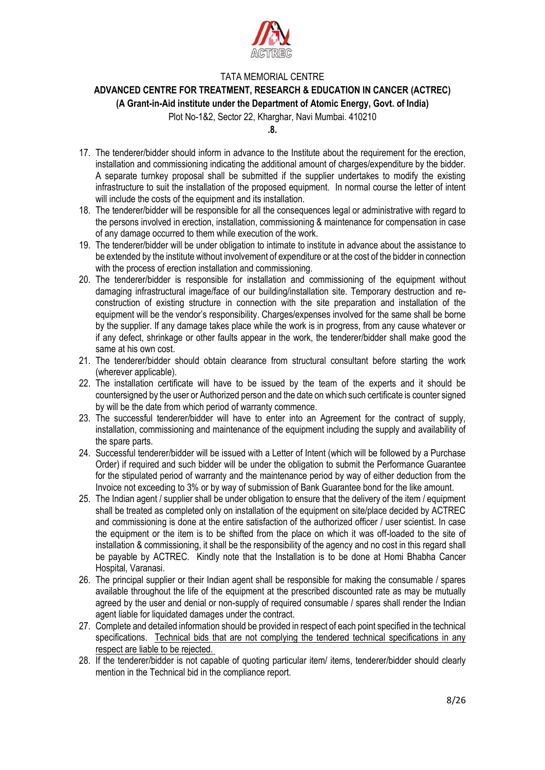TATA MEMORIAL CENTRE

**ADVANCED CENTRE FOR TREATMENT, RESEARCH & EDUCATION IN CANCER (ACTREC)**

**(A Grant-in-Aid institute under the Department of Atomic Energy, Govt. of India)**

Plot No-1&2, Sector 22, Kharghar, Navi Mumbai. 410210

**.8.**

17. The tenderer/bidder should inform in advance to the Institute about the requirement for the erection, installation and commissioning indicating the additional amount of charges/expenditure by the bidder. A separate turnkey proposal shall be submitted if the supplier undertakes to modify the existing infrastructure to suit the installation of the proposed equipment. In normal course the letter of intent will include the costs of the equipment and its installation.
18. The tenderer/bidder will be responsible for all the consequences legal or administrative with regard to the persons involved in erection, installation, commissioning & maintenance for compensation in case of any damage occurred to them while execution of the work.
19. The tenderer/bidder will be under obligation to intimate to institute in advance about the assistance to be extended by the institute without involvement of expenditure or at the cost of the bidder in connection with the process of erection installation and commissioning.
20. The tenderer/bidder is responsible for installation and commissioning of the equipment without damaging infrastructural image/face of our building/installation site. Temporary destruction and re-construction of existing structure in connection with the site preparation and installation of the equipment will be the vendor's responsibility. Charges/expenses involved for the same shall be borne by the supplier. If any damage takes place while the work is in progress, from any cause whatever or if any defect, shrinkage or other faults appear in the work, the tenderer/bidder shall make good the same at his own cost.
21. The tenderer/bidder should obtain clearance from structural consultant before starting the work (wherever applicable).
22. The installation certificate will have to be issued by the team of the experts and it should be countersigned by the user or Authorized person and the date on which such certificate is counter signed by will be the date from which period of warranty commence.
23. The successful tenderer/bidder will have to enter into an Agreement for the contract of supply, installation, commissioning and maintenance of the equipment including the supply and availability of the spare parts.
24. Successful tenderer/bidder will be issued with a Letter of Intent (which will be followed by a Purchase Order) if required and such bidder will be under the obligation to submit the Performance Guarantee for the stipulated period of warranty and the maintenance period by way of either deduction from the Invoice not exceeding to 3% or by way of submission of Bank Guarantee bond for the like amount.
25. The Indian agent / supplier shall be under obligation to ensure that the delivery of the item / equipment shall be treated as completed only on installation of the equipment on site/place decided by ACTREC and commissioning is done at the entire satisfaction of the authorized officer / user scientist. In case the equipment or the item is to be shifted from the place on which it was off-loaded to the site of installation & commissioning, it shall be the responsibility of the agency and no cost in this regard shall be payable by ACTREC. Kindly note that the Installation is to be done at Homi Bhabha Cancer Hospital, Varanasi.
26. The principal supplier or their Indian agent shall be responsible for making the consumable / spares available throughout the life of the equipment at the prescribed discounted rate as may be mutually agreed by the user and denial or non-supply of required consumable / spares shall render the Indian agent liable for liquidated damages under the contract.
27. Complete and detailed information should be provided in respect of each point specified in the technical specifications. <u>Technical bids that are not complying the tendered technical specifications in any respect are liable to be rejected.</u>
28. If the tenderer/bidder is not capable of quoting particular item/ items, tenderer/bidder should clearly mention in the Technical bid in the compliance report.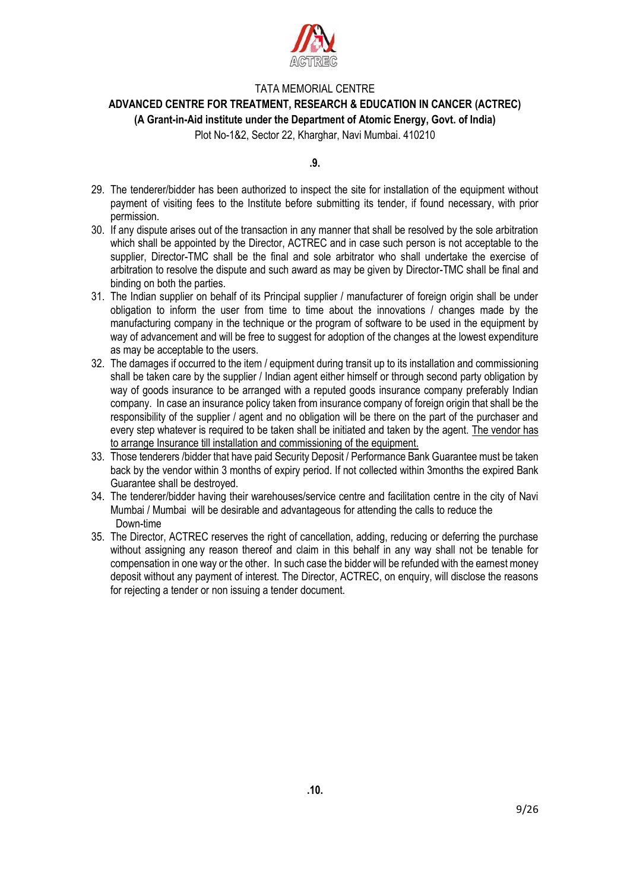TATA MEMORIAL CENTRE

**ADVANCED CENTRE FOR TREATMENT, RESEARCH & EDUCATION IN CANCER (ACTREC)**

**(A Grant-in-Aid institute under the Department of Atomic Energy, Govt. of India)**

Plot No-1&2, Sector 22, Kharghar, Navi Mumbai. 410210

29. The tenderer/bidder has been authorized to inspect the site for installation of the equipment without payment of visiting fees to the Institute before submitting its tender, if found necessary, with prior permission.
30. If any dispute arises out of the transaction in any manner that shall be resolved by the sole arbitration which shall be appointed by the Director, ACTREC and in case such person is not acceptable to the supplier, Director-TMC shall be the final and sole arbitrator who shall undertake the exercise of arbitration to resolve the dispute and such award as may be given by Director-TMC shall be final and binding on both the parties.
31. The Indian supplier on behalf of its Principal supplier / manufacturer of foreign origin shall be under obligation to inform the user from time to time about the innovations / changes made by the manufacturing company in the technique or the program of software to be used in the equipment by way of advancement and will be free to suggest for adoption of the changes at the lowest expenditure as may be acceptable to the users.
32. The damages if occurred to the item / equipment during transit up to its installation and commissioning shall be taken care by the supplier / Indian agent either himself or through second party obligation by way of goods insurance to be arranged with a reputed goods insurance company preferably Indian company. In case an insurance policy taken from insurance company of foreign origin that shall be the responsibility of the supplier / agent and no obligation will be there on the part of the purchaser and every step whatever is required to be taken shall be initiated and taken by the agent. The vendor has to arrange Insurance till installation and commissioning of the equipment.
33. Those tenderers /bidder that have paid Security Deposit / Performance Bank Guarantee must be taken back by the vendor within 3 months of expiry period. If not collected within 3months the expired Bank Guarantee shall be destroyed.
34. The tenderer/bidder having their warehouses/service centre and facilitation centre in the city of Navi Mumbai / Mumbai will be desirable and advantageous for attending the calls to reduce the Down-time
35. The Director, ACTREC reserves the right of cancellation, adding, reducing or deferring the purchase without assigning any reason thereof and claim in this behalf in any way shall not be tenable for compensation in one way or the other. In such case the bidder will be refunded with the earnest money deposit without any payment of interest. The Director, ACTREC, on enquiry, will disclose the reasons for rejecting a tender or non issuing a tender document.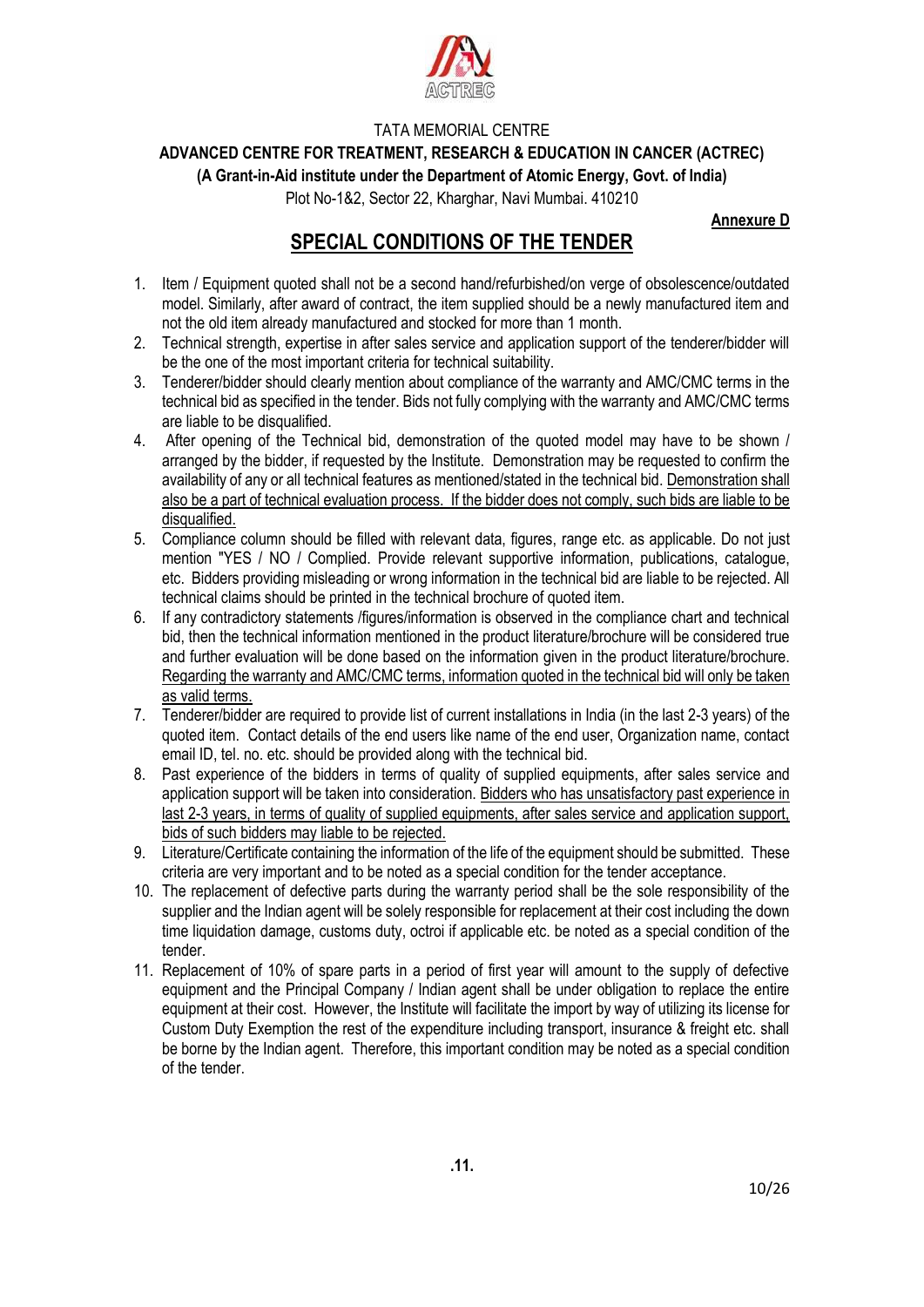TATA MEMORIAL CENTRE

**ADVANCED CENTRE FOR TREATMENT, RESEARCH & EDUCATION IN CANCER (ACTREC)**

**(A Grant-in-Aid institute under the Department of Atomic Energy, Govt. of India)**

Plot No-1&2, Sector 22, Kharghar, Navi Mumbai. 410210

**Annexure D**

# SPECIAL CONDITIONS OF THE TENDER

1. Item / Equipment quoted shall not be a second hand/refurbished/on verge of obsolescence/outdated model. Similarly, after award of contract, the item supplied should be a newly manufactured item and not the old item already manufactured and stocked for more than 1 month.
2. Technical strength, expertise in after sales service and application support of the tenderer/bidder will be the one of the most important criteria for technical suitability.
3. Tenderer/bidder should clearly mention about compliance of the warranty and AMC/CMC terms in the technical bid as specified in the tender. Bids not fully complying with the warranty and AMC/CMC terms are liable to be disqualified.
4. After opening of the Technical bid, demonstration of the quoted model may have to be shown / arranged by the bidder, if requested by the Institute. Demonstration may be requested to confirm the availability of any or all technical features as mentioned/stated in the technical bid. Demonstration shall also be a part of technical evaluation process. If the bidder does not comply, such bids are liable to be disqualified.
5. Compliance column should be filled with relevant data, figures, range etc. as applicable. Do not just mention "YES / NO / Complied. Provide relevant supportive information, publications, catalogue, etc. Bidders providing misleading or wrong information in the technical bid are liable to be rejected. All technical claims should be printed in the technical brochure of quoted item.
6. If any contradictory statements /figures/information is observed in the compliance chart and technical bid, then the technical information mentioned in the product literature/brochure will be considered true and further evaluation will be done based on the information given in the product literature/brochure. Regarding the warranty and AMC/CMC terms, information quoted in the technical bid will only be taken as valid terms.
7. Tenderer/bidder are required to provide list of current installations in India (in the last 2-3 years) of the quoted item. Contact details of the end users like name of the end user, Organization name, contact email ID, tel. no. etc. should be provided along with the technical bid.
8. Past experience of the bidders in terms of quality of supplied equipments, after sales service and application support will be taken into consideration. Bidders who has unsatisfactory past experience in last 2-3 years, in terms of quality of supplied equipments, after sales service and application support, bids of such bidders may liable to be rejected.
9. Literature/Certificate containing the information of the life of the equipment should be submitted. These criteria are very important and to be noted as a special condition for the tender acceptance.
10. The replacement of defective parts during the warranty period shall be the sole responsibility of the supplier and the Indian agent will be solely responsible for replacement at their cost including the down time liquidation damage, customs duty, octroi if applicable etc. be noted as a special condition of the tender.
11. Replacement of 10% of spare parts in a period of first year will amount to the supply of defective equipment and the Principal Company / Indian agent shall be under obligation to replace the entire equipment at their cost. However, the Institute will facilitate the import by way of utilizing its license for Custom Duty Exemption the rest of the expenditure including transport, insurance & freight etc. shall be borne by the Indian agent. Therefore, this important condition may be noted as a special condition of the tender.

.11.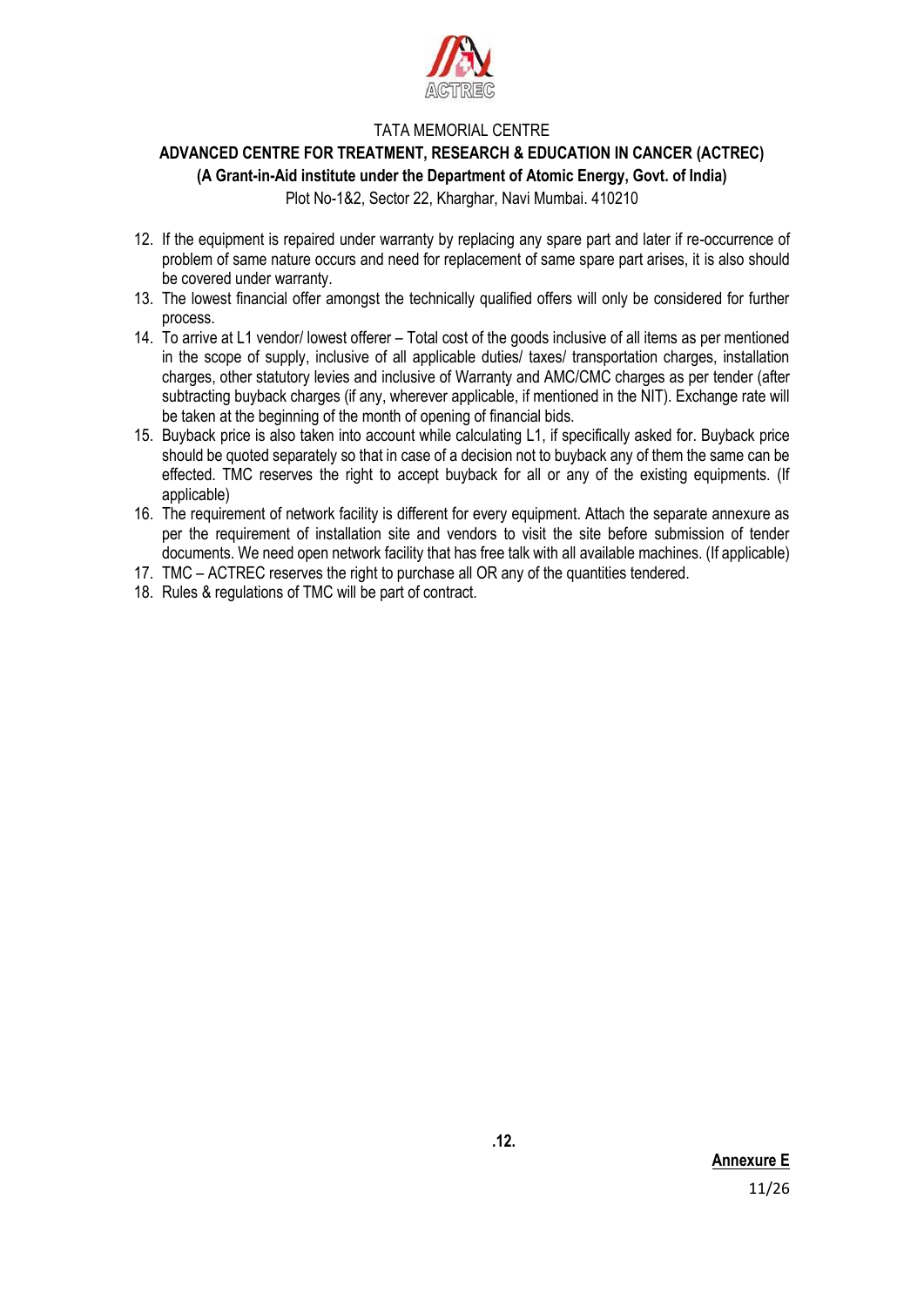TATA MEMORIAL CENTRE

**ADVANCED CENTRE FOR TREATMENT, RESEARCH & EDUCATION IN CANCER (ACTREC)**
**(A Grant-in-Aid institute under the Department of Atomic Energy, Govt. of India)**
Plot No-1&2, Sector 22, Kharghar, Navi Mumbai. 410210

12. If the equipment is repaired under warranty by replacing any spare part and later if re-occurrence of problem of same nature occurs and need for replacement of same spare part arises, it is also should be covered under warranty.
13. The lowest financial offer amongst the technically qualified offers will only be considered for further process.
14. To arrive at L1 vendor/ lowest offerer – Total cost of the goods inclusive of all items as per mentioned in the scope of supply, inclusive of all applicable duties/ taxes/ transportation charges, installation charges, other statutory levies and inclusive of Warranty and AMC/CMC charges as per tender (after subtracting buyback charges (if any, wherever applicable, if mentioned in the NIT). Exchange rate will be taken at the beginning of the month of opening of financial bids.
15. Buyback price is also taken into account while calculating L1, if specifically asked for. Buyback price should be quoted separately so that in case of a decision not to buyback any of them the same can be effected. TMC reserves the right to accept buyback for all or any of the existing equipments. (If applicable)
16. The requirement of network facility is different for every equipment. Attach the separate annexure as per the requirement of installation site and vendors to visit the site before submission of tender documents. We need open network facility that has free talk with all available machines. (If applicable)
17. TMC – ACTREC reserves the right to purchase all OR any of the quantities tendered.
18. Rules & regulations of TMC will be part of contract.

**.12.**

**Annexure E**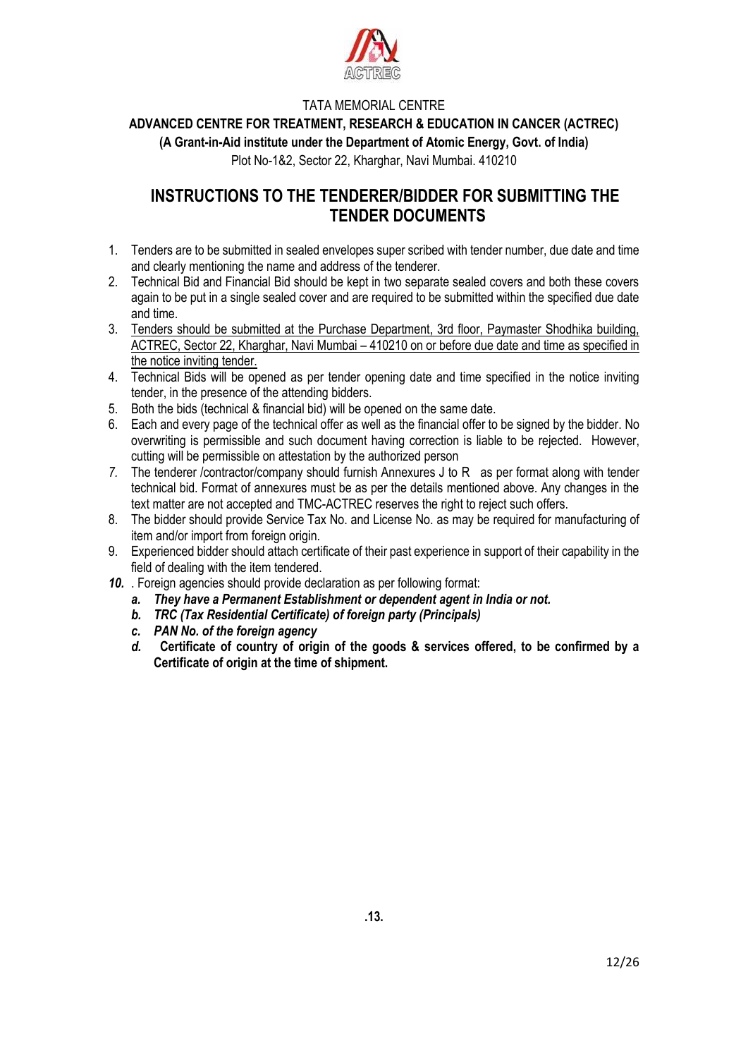TATA MEMORIAL CENTRE

**ADVANCED CENTRE FOR TREATMENT, RESEARCH & EDUCATION IN CANCER (ACTREC)**

**(A Grant-in-Aid institute under the Department of Atomic Energy, Govt. of India)**

Plot No-1&2, Sector 22, Kharghar, Navi Mumbai. 410210

# INSTRUCTIONS TO THE TENDERER/BIDDER FOR SUBMITTING THE TENDER DOCUMENTS

1. Tenders are to be submitted in sealed envelopes super scribed with tender number, due date and time and clearly mentioning the name and address of the tenderer.
2. Technical Bid and Financial Bid should be kept in two separate sealed covers and both these covers again to be put in a single sealed cover and are required to be submitted within the specified due date and time.
3. <u>Tenders should be submitted at the Purchase Department, 3rd floor, Paymaster Shodhika building, ACTREC, Sector 22, Kharghar, Navi Mumbai – 410210 on or before due date and time as specified in the notice inviting tender.</u>
4. Technical Bids will be opened as per tender opening date and time specified in the notice inviting tender, in the presence of the attending bidders.
5. Both the bids (technical & financial bid) will be opened on the same date.
6. Each and every page of the technical offer as well as the financial offer to be signed by the bidder. No overwriting is permissible and such document having correction is liable to be rejected. However, cutting will be permissible on attestation by the authorized person
7. The tenderer /contractor/company should furnish Annexures J to R as per format along with tender technical bid. Format of annexures must be as per the details mentioned above. Any changes in the text matter are not accepted and TMC-ACTREC reserves the right to reject such offers.
8. The bidder should provide Service Tax No. and License No. as may be required for manufacturing of item and/or import from foreign origin.
9. Experienced bidder should attach certificate of their past experience in support of their capability in the field of dealing with the item tendered.
10. . Foreign agencies should provide declaration as per following format:
    a. ***They have a Permanent Establishment or dependent agent in India or not.***
    b. ***TRC (Tax Residential Certificate) of foreign party (Principals)***
    c. ***PAN No. of the foreign agency***
    d. **Certificate of country of origin of the goods & services offered, to be confirmed by a Certificate of origin at the time of shipment.**

**.13.**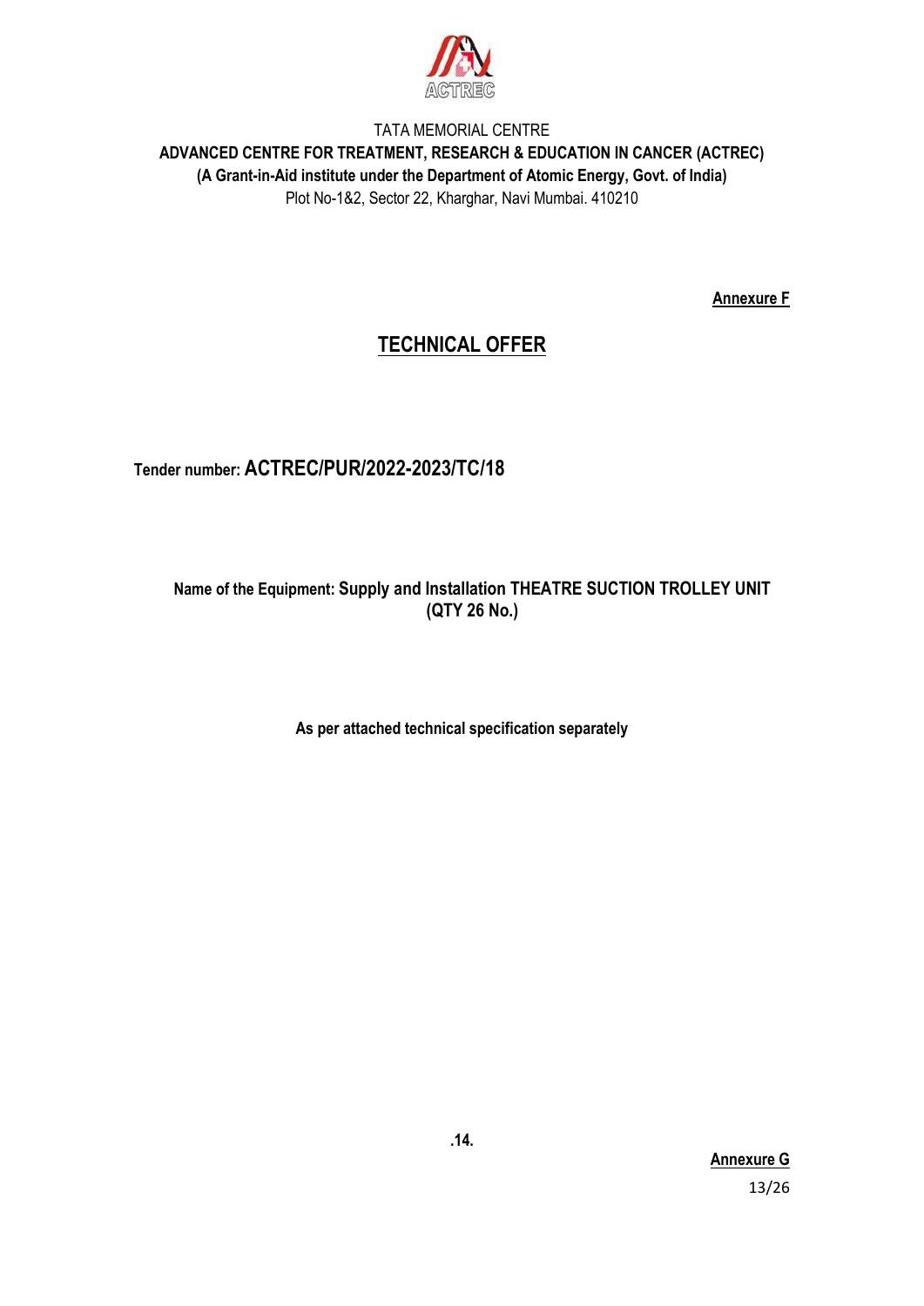TATA MEMORIAL CENTRE

**ADVANCED CENTRE FOR TREATMENT, RESEARCH & EDUCATION IN CANCER (ACTREC)**

**(A Grant-in-Aid institute under the Department of Atomic Energy, Govt. of India)**

Plot No-1&2, Sector 22, Kharghar, Navi Mumbai. 410210

**Annexure F**

# TECHNICAL OFFER

**Tender number: ACTREC/PUR/2022-2023/TC/18**

**Name of the Equipment: Supply and Installation THEATRE SUCTION TROLLEY UNIT (QTY 26 No.)**

**As per attached technical specification separately**

**.14.**

**Annexure G**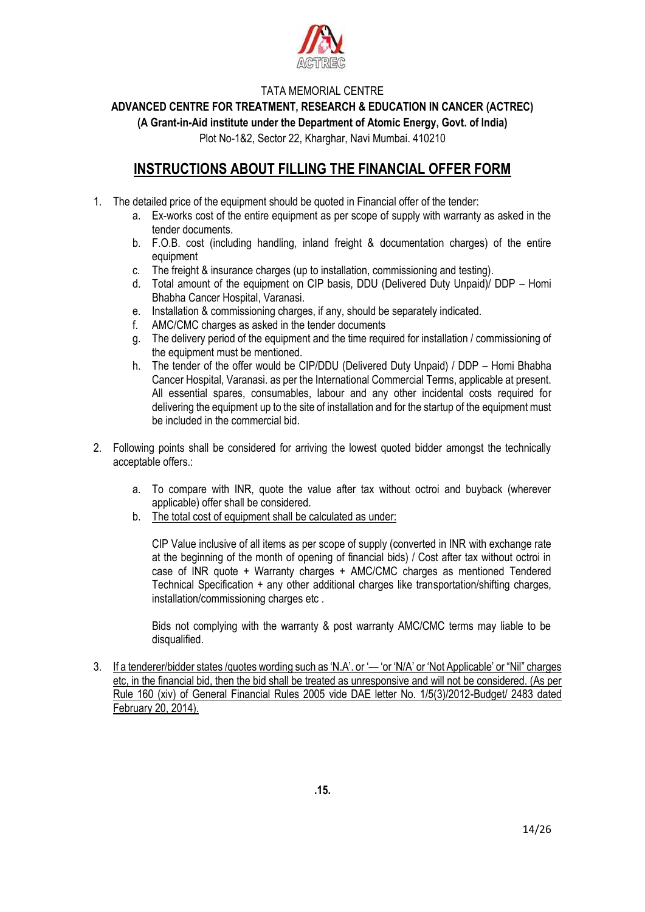TATA MEMORIAL CENTRE

**ADVANCED CENTRE FOR TREATMENT, RESEARCH & EDUCATION IN CANCER (ACTREC)**

**(A Grant-in-Aid institute under the Department of Atomic Energy, Govt. of India)**

Plot No-1&2, Sector 22, Kharghar, Navi Mumbai. 410210

# INSTRUCTIONS ABOUT FILLING THE FINANCIAL OFFER FORM

1. The detailed price of the equipment should be quoted in Financial offer of the tender:
   a. Ex-works cost of the entire equipment as per scope of supply with warranty as asked in the tender documents.
   b. F.O.B. cost (including handling, inland freight & documentation charges) of the entire equipment
   c. The freight & insurance charges (up to installation, commissioning and testing).
   d. Total amount of the equipment on CIP basis, DDU (Delivered Duty Unpaid)/ DDP – Homi Bhabha Cancer Hospital, Varanasi.
   e. Installation & commissioning charges, if any, should be separately indicated.
   f. AMC/CMC charges as asked in the tender documents
   g. The delivery period of the equipment and the time required for installation / commissioning of the equipment must be mentioned.
   h. The tender of the offer would be CIP/DDU (Delivered Duty Unpaid) / DDP – Homi Bhabha Cancer Hospital, Varanasi. as per the International Commercial Terms, applicable at present. All essential spares, consumables, labour and any other incidental costs required for delivering the equipment up to the site of installation and for the startup of the equipment must be included in the commercial bid.

2. Following points shall be considered for arriving the lowest quoted bidder amongst the technically acceptable offers.:

   a. To compare with INR, quote the value after tax without octroi and buyback (wherever applicable) offer shall be considered.
   b. <u>The total cost of equipment shall be calculated as under:</u>

      CIP Value inclusive of all items as per scope of supply (converted in INR with exchange rate at the beginning of the month of opening of financial bids) / Cost after tax without octroi in case of INR quote + Warranty charges + AMC/CMC charges as mentioned Tendered Technical Specification + any other additional charges like transportation/shifting charges, installation/commissioning charges etc .

      Bids not complying with the warranty & post warranty AMC/CMC terms may liable to be disqualified.

3. <u>If a tenderer/bidder states /quotes wording such as 'N.A'. or '— 'or 'N/A' or 'Not Applicable' or "Nil" charges etc, in the financial bid, then the bid shall be treated as unresponsive and will not be considered. (As per Rule 160 (xiv) of General Financial Rules 2005 vide DAE letter No. 1/5(3)/2012-Budget/ 2483 dated February 20, 2014).</u>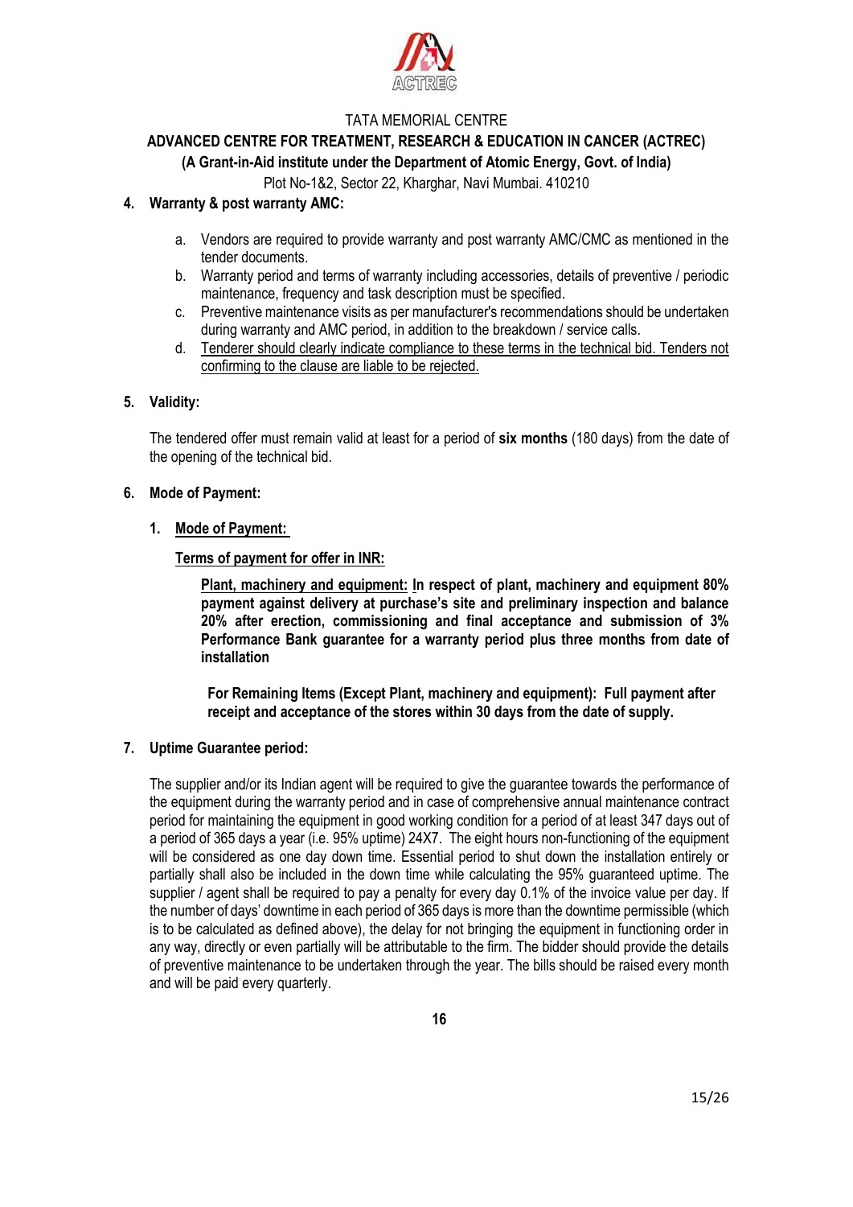TATA MEMORIAL CENTRE

**ADVANCED CENTRE FOR TREATMENT, RESEARCH & EDUCATION IN CANCER (ACTREC)**
**(A Grant-in-Aid institute under the Department of Atomic Energy, Govt. of India)**
Plot No-1&2, Sector 22, Kharghar, Navi Mumbai. 410210

**4. Warranty & post warranty AMC:**

a. Vendors are required to provide warranty and post warranty AMC/CMC as mentioned in the tender documents.

b. Warranty period and terms of warranty including accessories, details of preventive / periodic maintenance, frequency and task description must be specified.

c. Preventive maintenance visits as per manufacturer's recommendations should be undertaken during warranty and AMC period, in addition to the breakdown / service calls.

d. Tenderer should clearly indicate compliance to these terms in the technical bid. Tenders not confirming to the clause are liable to be rejected.

**5. Validity:**

The tendered offer must remain valid at least for a period of **six months** (180 days) from the date of the opening of the technical bid.

**6. Mode of Payment:**

**1. Mode of Payment:**

**Terms of payment for offer in INR:**

**Plant, machinery and equipment: In respect of plant, machinery and equipment 80% payment against delivery at purchase's site and preliminary inspection and balance 20% after erection, commissioning and final acceptance and submission of 3% Performance Bank guarantee for a warranty period plus three months from date of installation**

**For Remaining Items (Except Plant, machinery and equipment): Full payment after receipt and acceptance of the stores within 30 days from the date of supply.**

**7. Uptime Guarantee period:**

The supplier and/or its Indian agent will be required to give the guarantee towards the performance of the equipment during the warranty period and in case of comprehensive annual maintenance contract period for maintaining the equipment in good working condition for a period of at least 347 days out of a period of 365 days a year (i.e. 95% uptime) 24X7. The eight hours non-functioning of the equipment will be considered as one day down time. Essential period to shut down the installation entirely or partially shall also be included in the down time while calculating the 95% guaranteed uptime. The supplier / agent shall be required to pay a penalty for every day 0.1% of the invoice value per day. If the number of days' downtime in each period of 365 days is more than the downtime permissible (which is to be calculated as defined above), the delay for not bringing the equipment in functioning order in any way, directly or even partially will be attributable to the firm. The bidder should provide the details of preventive maintenance to be undertaken through the year. The bills should be raised every month and will be paid every quarterly.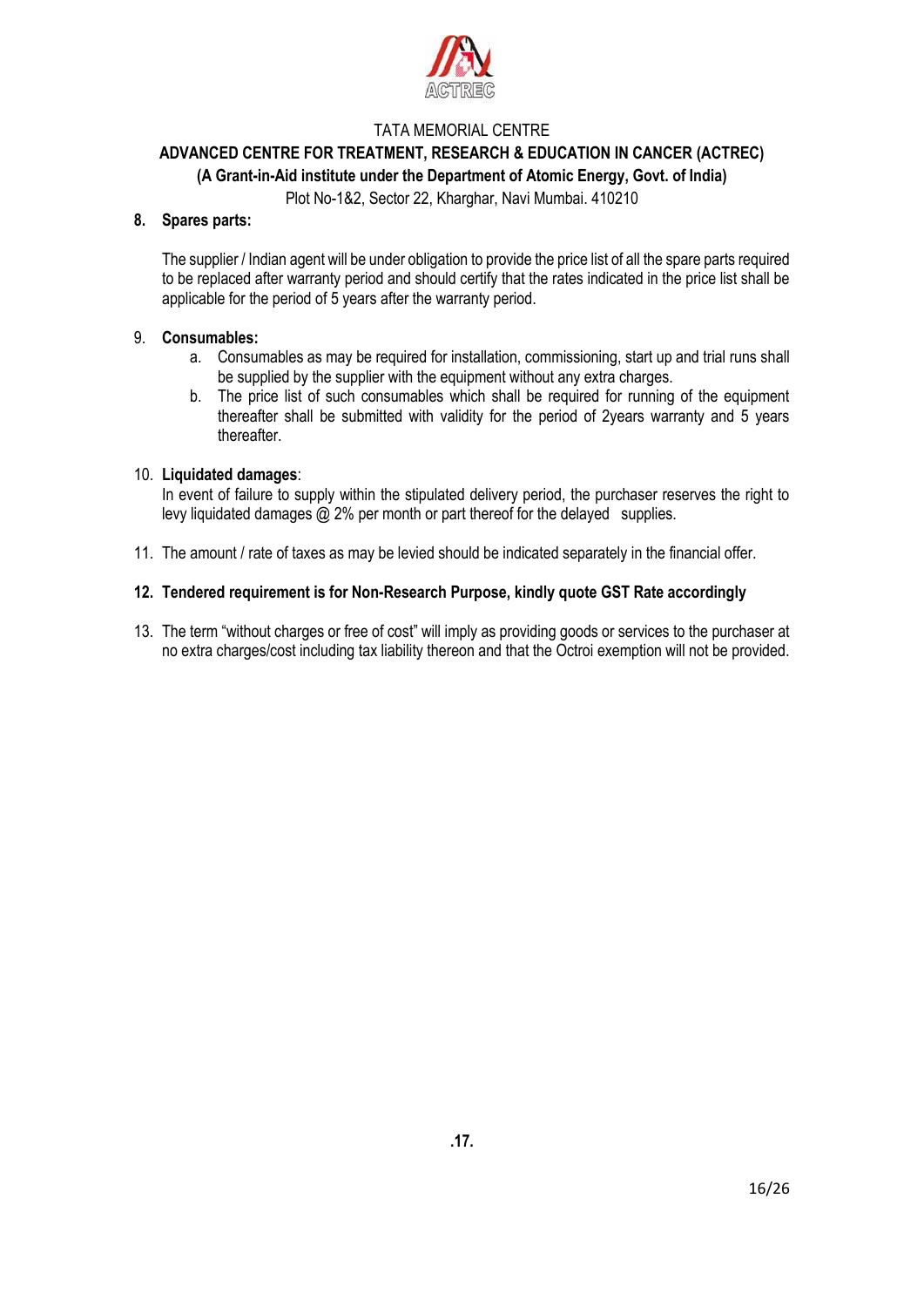TATA MEMORIAL CENTRE

**ADVANCED CENTRE FOR TREATMENT, RESEARCH & EDUCATION IN CANCER (ACTREC)**

**(A Grant-in-Aid institute under the Department of Atomic Energy, Govt. of India)**

Plot No-1&2, Sector 22, Kharghar, Navi Mumbai. 410210

8. **Spares parts:**

   The supplier / Indian agent will be under obligation to provide the price list of all the spare parts required to be replaced after warranty period and should certify that the rates indicated in the price list shall be applicable for the period of 5 years after the warranty period.

9. **Consumables:**
   a. Consumables as may be required for installation, commissioning, start up and trial runs shall be supplied by the supplier with the equipment without any extra charges.
   b. The price list of such consumables which shall be required for running of the equipment thereafter shall be submitted with validity for the period of 2years warranty and 5 years thereafter.

10. **Liquidated damages**:
    In event of failure to supply within the stipulated delivery period, the purchaser reserves the right to levy liquidated damages @ 2% per month or part thereof for the delayed supplies.

11. The amount / rate of taxes as may be levied should be indicated separately in the financial offer.

12. **Tendered requirement is for Non-Research Purpose, kindly quote GST Rate accordingly**

13. The term “without charges or free of cost” will imply as providing goods or services to the purchaser at no extra charges/cost including tax liability thereon and that the Octroi exemption will not be provided.

.17.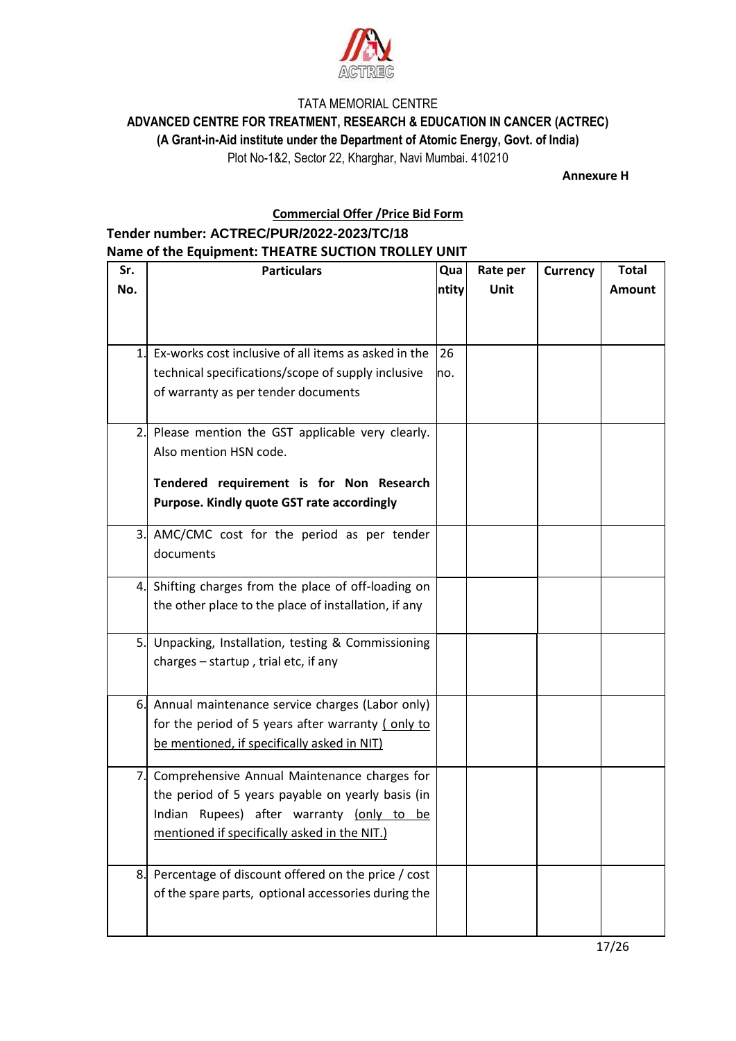TATA MEMORIAL CENTRE

**ADVANCED CENTRE FOR TREATMENT, RESEARCH & EDUCATION IN CANCER (ACTREC)**

**(A Grant-in-Aid institute under the Department of Atomic Energy, Govt. of India)**

Plot No-1&2, Sector 22, Kharghar, Navi Mumbai. 410210

**Annexure H**

**Commercial Offer /Price Bid Form**

**Tender number: ACTREC/PUR/2022-2023/TC/18**

**Name of the Equipment: THEATRE SUCTION TROLLEY UNIT**

| Sr. No. | Particulars | Quantity | Rate per Unit | Currency | Total Amount |
|---|---|---|---|---|---|
| 1. | Ex-works cost inclusive of all items as asked in the technical specifications/scope of supply inclusive of warranty as per tender documents | 26 no. | | | |
| 2. | Please mention the GST applicable very clearly. Also mention HSN code. **Tendered requirement is for Non Research Purpose. Kindly quote GST rate accordingly** | | | | |
| 3. | AMC/CMC cost for the period as per tender documents | | | | |
| 4. | Shifting charges from the place of off-loading on the other place to the place of installation, if any | | | | |
| 5. | Unpacking, Installation, testing & Commissioning charges – startup , trial etc, if any | | | | |
| 6. | Annual maintenance service charges (Labor only) for the period of 5 years after warranty ( only to be mentioned, if specifically asked in NIT) | | | | |
| 7. | Comprehensive Annual Maintenance charges for the period of 5 years payable on yearly basis (in Indian Rupees) after warranty (only to be mentioned if specifically asked in the NIT.) | | | | |
| 8. | Percentage of discount offered on the price / cost of the spare parts, optional accessories during the | | | | |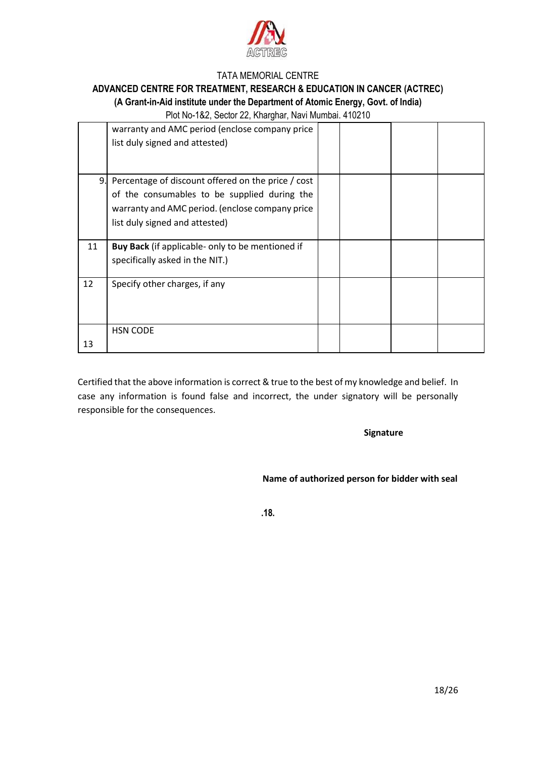TATA MEMORIAL CENTRE

**ADVANCED CENTRE FOR TREATMENT, RESEARCH & EDUCATION IN CANCER (ACTREC)**

**(A Grant-in-Aid institute under the Department of Atomic Energy, Govt. of India)**

Plot No-1&2, Sector 22, Kharghar, Navi Mumbai. 410210

| | | | | | |
|---|---|---|---|---|---|
| | warranty and AMC period (enclose company price list duly signed and attested) | | | | |
| 9. | Percentage of discount offered on the price / cost of the consumables to be supplied during the warranty and AMC period. (enclose company price list duly signed and attested) | | | | |
| 11 | **Buy Back** (if applicable- only to be mentioned if specifically asked in the NIT.) | | | | |
| 12 | Specify other charges, if any | | | | |
| 13 | HSN CODE | | | | |

Certified that the above information is correct & true to the best of my knowledge and belief. In case any information is found false and incorrect, the under signatory will be personally responsible for the consequences.

**Signature**

**Name of authorized person for bidder with seal**

**.18.**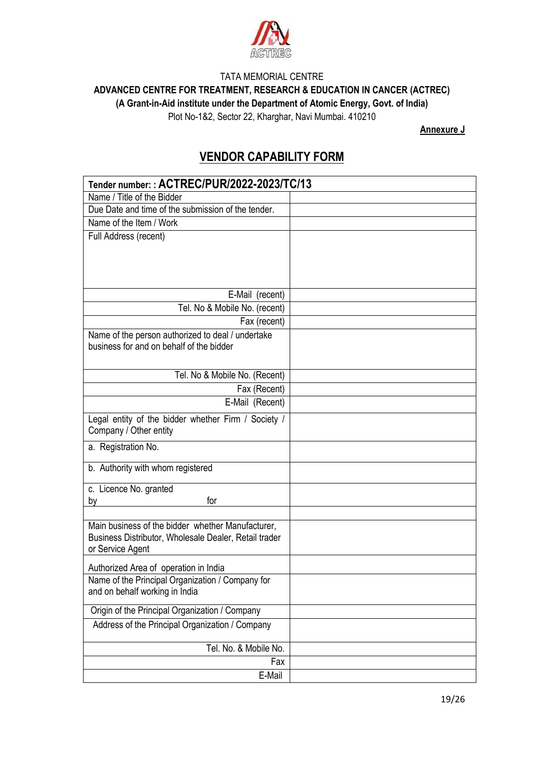TATA MEMORIAL CENTRE

**ADVANCED CENTRE FOR TREATMENT, RESEARCH & EDUCATION IN CANCER (ACTREC)**

**(A Grant-in-Aid institute under the Department of Atomic Energy, Govt. of India)**

Plot No-1&2, Sector 22, Kharghar, Navi Mumbai. 410210

**Annexure J**

## VENDOR CAPABILITY FORM

| **Tender number: : ACTREC/PUR/2022-2023/TC/13** | |
|---|---|
| Name / Title of the Bidder | |
| Due Date and time of the submission of the tender. | |
| Name of the Item / Work | |
| Full Address (recent) | |
| E-Mail (recent) | |
| Tel. No & Mobile No. (recent) | |
| Fax (recent) | |
| Name of the person authorized to deal / undertake business for and on behalf of the bidder | |
| Tel. No & Mobile No. (Recent) | |
| Fax (Recent) | |
| E-Mail (Recent) | |
| Legal entity of the bidder whether Firm / Society / Company / Other entity | |
| a. Registration No. | |
| b. Authority with whom registered | |
| c. Licence No. granted by for | |
| | |
| Main business of the bidder whether Manufacturer, Business Distributor, Wholesale Dealer, Retail trader or Service Agent | |
| Authorized Area of operation in India | |
| Name of the Principal Organization / Company for and on behalf working in India | |
| Origin of the Principal Organization / Company | |
| Address of the Principal Organization / Company | |
| Tel. No. & Mobile No. | |
| Fax | |
| E-Mail | |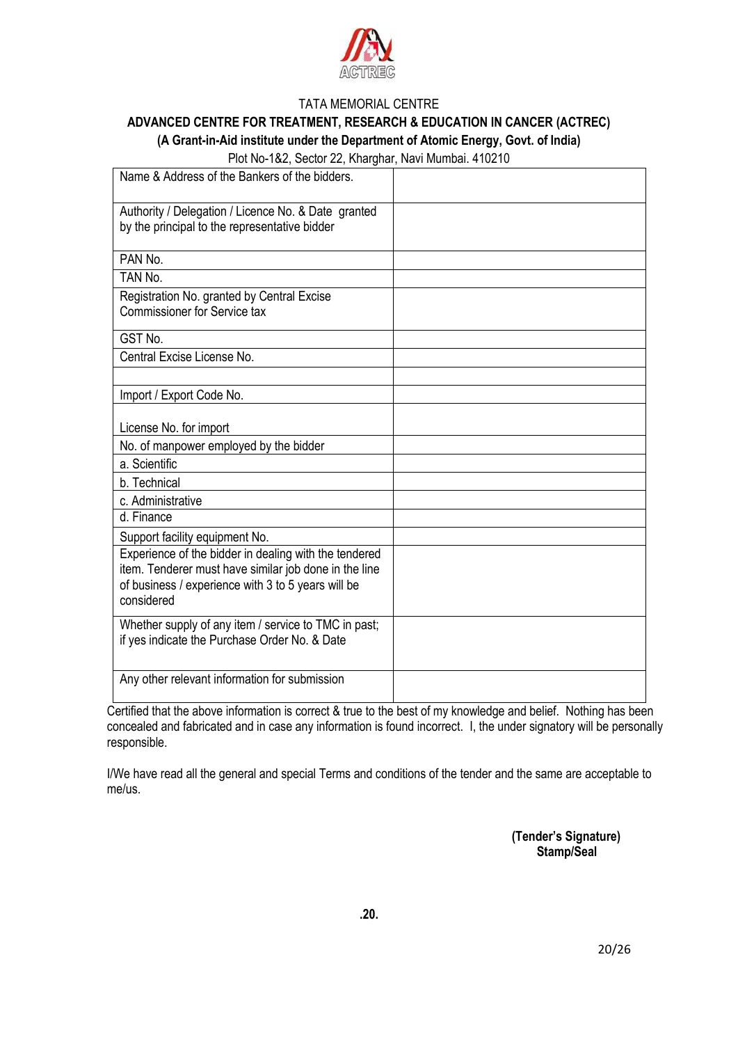TATA MEMORIAL CENTRE

**ADVANCED CENTRE FOR TREATMENT, RESEARCH & EDUCATION IN CANCER (ACTREC)**

**(A Grant-in-Aid institute under the Department of Atomic Energy, Govt. of India)**

Plot No-1&2, Sector 22, Kharghar, Navi Mumbai. 410210

| | |
|---|---|
| Name & Address of the Bankers of the bidders. | |
| Authority / Delegation / Licence No. & Date granted by the principal to the representative bidder | |
| PAN No. | |
| TAN No. | |
| Registration No. granted by Central Excise Commissioner for Service tax | |
| GST No. | |
| Central Excise License No. | |
| | |
| Import / Export Code No. | |
| License No. for import | |
| No. of manpower employed by the bidder | |
| a. Scientific | |
| b. Technical | |
| c. Administrative | |
| d. Finance | |
| Support facility equipment No. | |
| Experience of the bidder in dealing with the tendered item. Tenderer must have similar job done in the line of business / experience with 3 to 5 years will be considered | |
| Whether supply of any item / service to TMC in past; if yes indicate the Purchase Order No. & Date | |
| Any other relevant information for submission | |

Certified that the above information is correct & true to the best of my knowledge and belief. Nothing has been concealed and fabricated and in case any information is found incorrect. I, the under signatory will be personally responsible.

I/We have read all the general and special Terms and conditions of the tender and the same are acceptable to me/us.

**(Tender's Signature)**
**Stamp/Seal**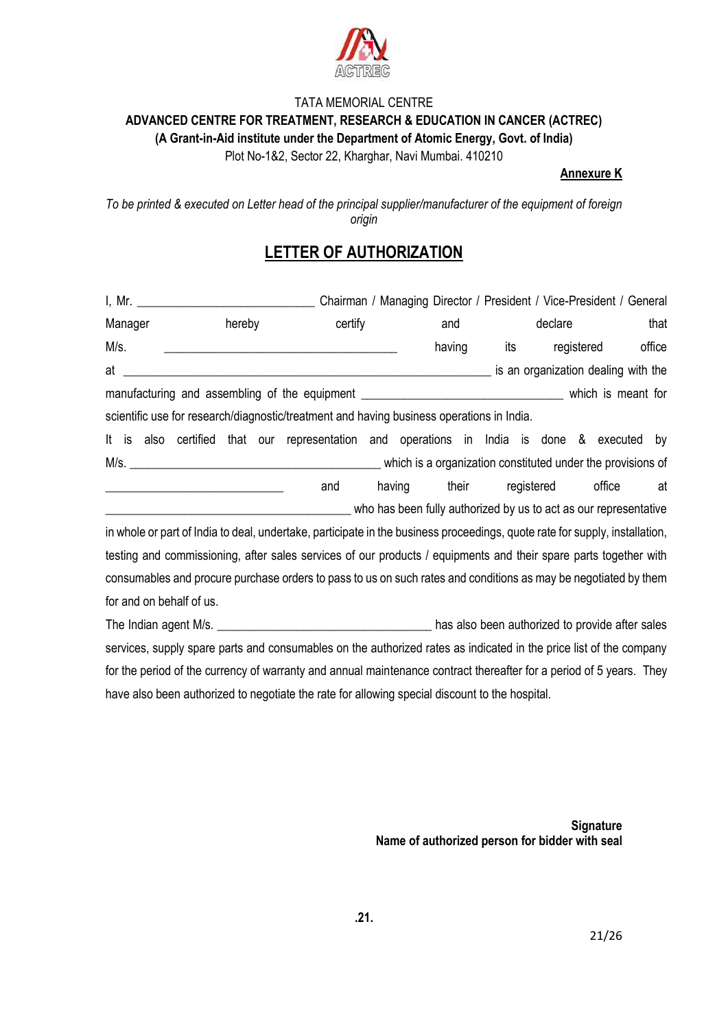TATA MEMORIAL CENTRE

**ADVANCED CENTRE FOR TREATMENT, RESEARCH & EDUCATION IN CANCER (ACTREC)**

**(A Grant-in-Aid institute under the Department of Atomic Energy, Govt. of India)**

Plot No-1&2, Sector 22, Kharghar, Navi Mumbai. 410210

**Annexure K**

*To be printed & executed on Letter head of the principal supplier/manufacturer of the equipment of foreign origin*

# LETTER OF AUTHORIZATION

I, Mr. ____________________________ Chairman / Managing Director / President / Vice-President / General Manager hereby certify and declare that M/s. _____________________________________ having its registered office at ___________________________________________________________ is an organization dealing with the manufacturing and assembling of the equipment _______________________________ which is meant for scientific use for research/diagnostic/treatment and having business operations in India.

It is also certified that our representation and operations in India is done & executed by M/s. _________________________________________ which is a organization constituted under the provisions of ____________________________ and having their registered office at ________________________________________ who has been fully authorized by us to act as our representative in whole or part of India to deal, undertake, participate in the business proceedings, quote rate for supply, installation, testing and commissioning, after sales services of our products / equipments and their spare parts together with consumables and procure purchase orders to pass to us on such rates and conditions as may be negotiated by them for and on behalf of us.

The Indian agent M/s. ___________________________________ has also been authorized to provide after sales services, supply spare parts and consumables on the authorized rates as indicated in the price list of the company for the period of the currency of warranty and annual maintenance contract thereafter for a period of 5 years. They have also been authorized to negotiate the rate for allowing special discount to the hospital.

**Signature**

**Name of authorized person for bidder with seal**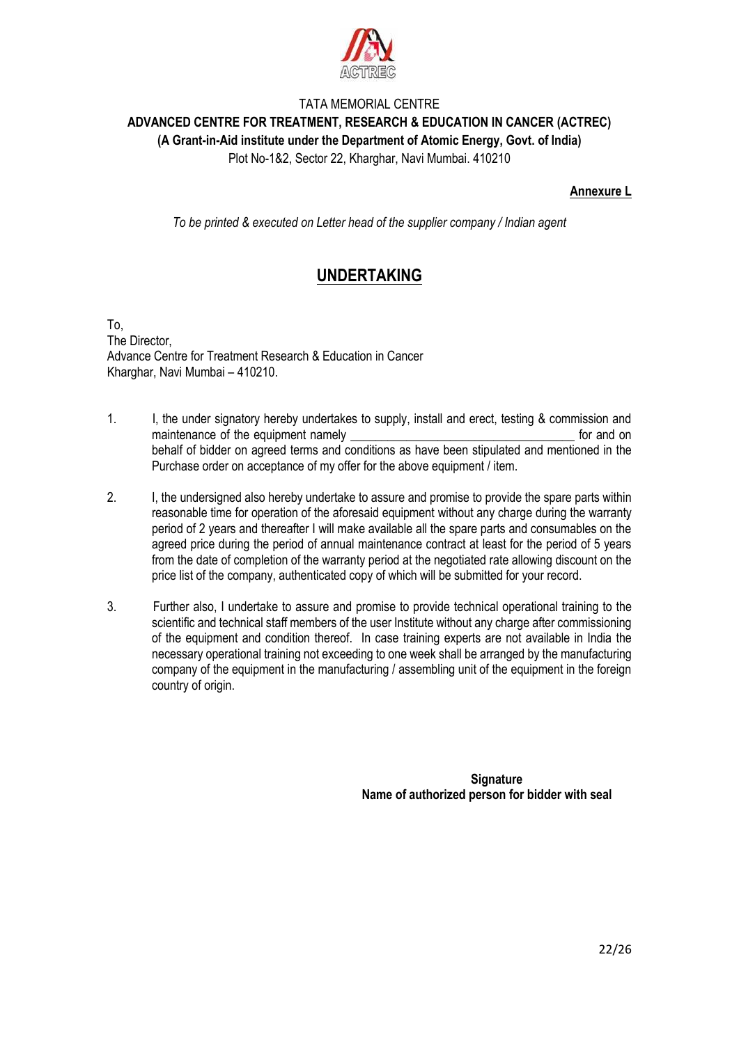TATA MEMORIAL CENTRE

**ADVANCED CENTRE FOR TREATMENT, RESEARCH & EDUCATION IN CANCER (ACTREC)**

**(A Grant-in-Aid institute under the Department of Atomic Energy, Govt. of India)**

Plot No-1&2, Sector 22, Kharghar, Navi Mumbai. 410210

**Annexure L**

*To be printed & executed on Letter head of the supplier company / Indian agent*

# UNDERTAKING

To,
The Director,
Advance Centre for Treatment Research & Education in Cancer
Kharghar, Navi Mumbai – 410210.

1. I, the under signatory hereby undertakes to supply, install and erect, testing & commission and maintenance of the equipment namely ___________________________________ for and on behalf of bidder on agreed terms and conditions as have been stipulated and mentioned in the Purchase order on acceptance of my offer for the above equipment / item.

2. I, the undersigned also hereby undertake to assure and promise to provide the spare parts within reasonable time for operation of the aforesaid equipment without any charge during the warranty period of 2 years and thereafter I will make available all the spare parts and consumables on the agreed price during the period of annual maintenance contract at least for the period of 5 years from the date of completion of the warranty period at the negotiated rate allowing discount on the price list of the company, authenticated copy of which will be submitted for your record.

3. Further also, I undertake to assure and promise to provide technical operational training to the scientific and technical staff members of the user Institute without any charge after commissioning of the equipment and condition thereof. In case training experts are not available in India the necessary operational training not exceeding to one week shall be arranged by the manufacturing company of the equipment in the manufacturing / assembling unit of the equipment in the foreign country of origin.

**Signature**

**Name of authorized person for bidder with seal**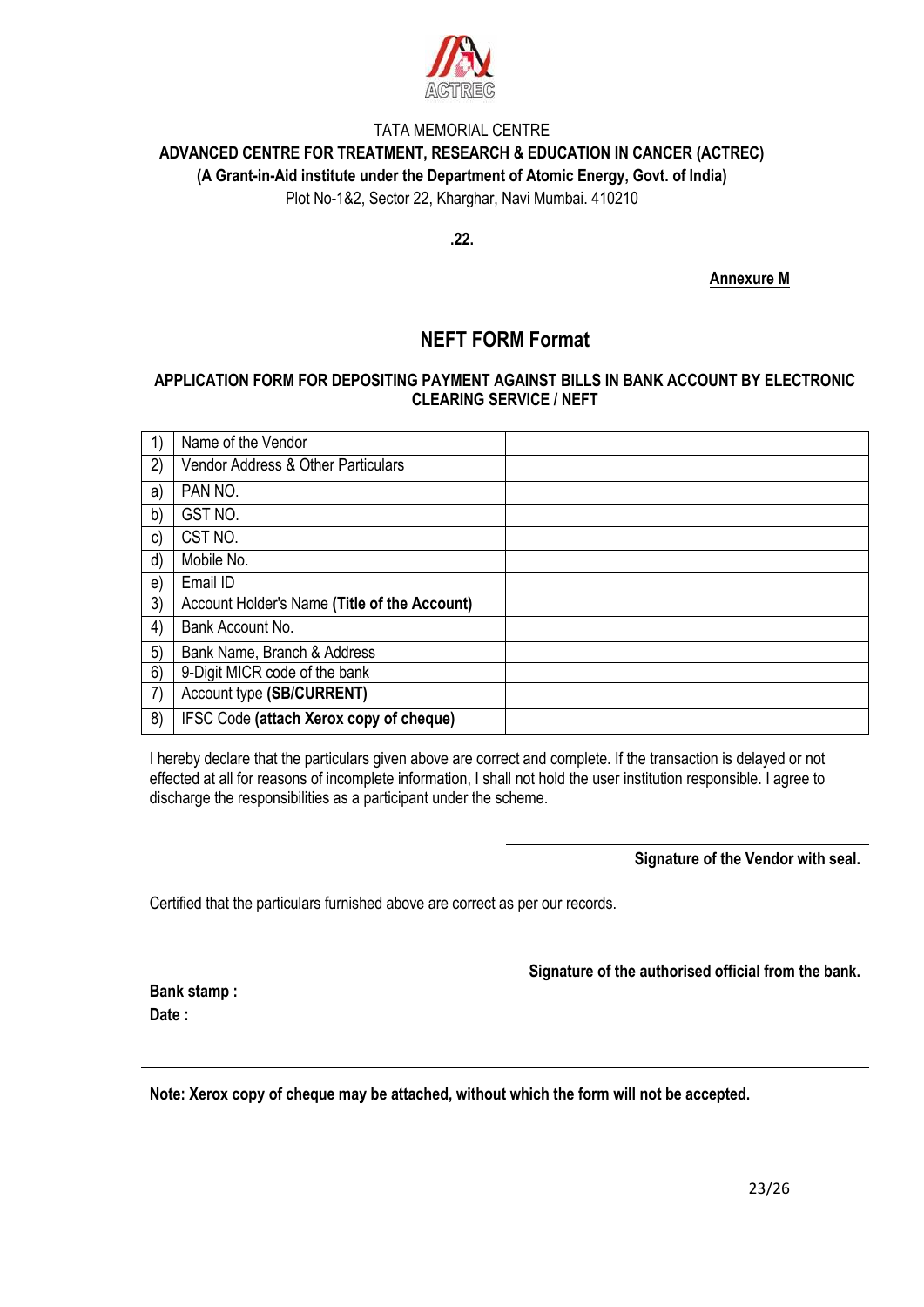TATA MEMORIAL CENTRE

**ADVANCED CENTRE FOR TREATMENT, RESEARCH & EDUCATION IN CANCER (ACTREC)**

**(A Grant-in-Aid institute under the Department of Atomic Energy, Govt. of India)**

Plot No-1&2, Sector 22, Kharghar, Navi Mumbai. 410210

**.22.**

**Annexure M**

# NEFT FORM Format

**APPLICATION FORM FOR DEPOSITING PAYMENT AGAINST BILLS IN BANK ACCOUNT BY ELECTRONIC CLEARING SERVICE / NEFT**

| | | |
|---|---|---|
| 1) | Name of the Vendor | |
| 2) | Vendor Address & Other Particulars | |
| a) | PAN NO. | |
| b) | GST NO. | |
| c) | CST NO. | |
| d) | Mobile No. | |
| e) | Email ID | |
| 3) | Account Holder's Name **(Title of the Account)** | |
| 4) | Bank Account No. | |
| 5) | Bank Name, Branch & Address | |
| 6) | 9-Digit MICR code of the bank | |
| 7) | Account type **(SB/CURRENT)** | |
| 8) | IFSC Code **(attach Xerox copy of cheque)** | |

I hereby declare that the particulars given above are correct and complete. If the transaction is delayed or not effected at all for reasons of incomplete information, I shall not hold the user institution responsible. I agree to discharge the responsibilities as a participant under the scheme.

**Signature of the Vendor with seal.**

Certified that the particulars furnished above are correct as per our records.

**Signature of the authorised official from the bank.**

**Bank stamp :**

**Date :**

**Note: Xerox copy of cheque may be attached, without which the form will not be accepted.**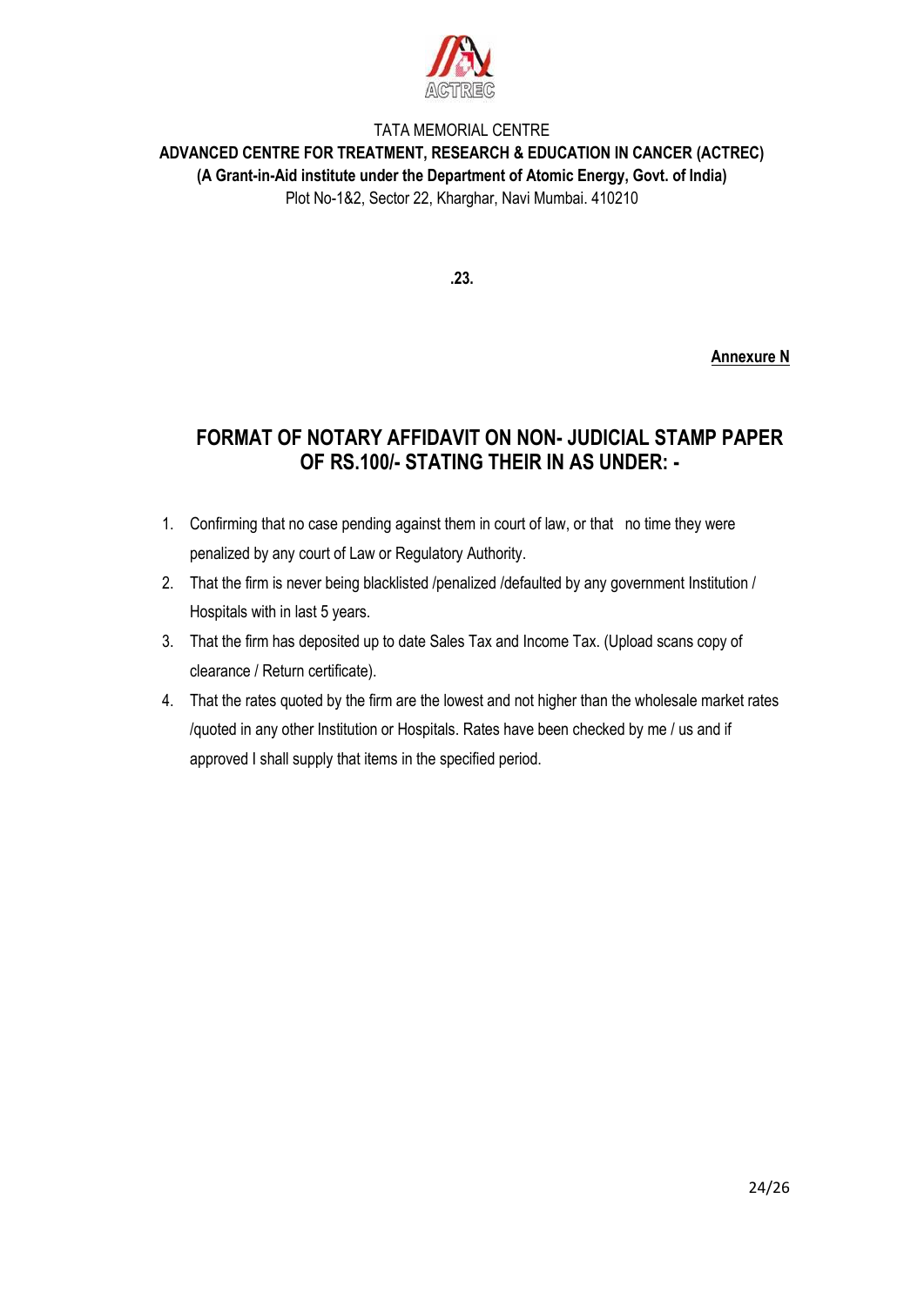TATA MEMORIAL CENTRE

**ADVANCED CENTRE FOR TREATMENT, RESEARCH & EDUCATION IN CANCER (ACTREC)**

**(A Grant-in-Aid institute under the Department of Atomic Energy, Govt. of India)**

Plot No-1&2, Sector 22, Kharghar, Navi Mumbai. 410210

**.23.**

**Annexure N**

## FORMAT OF NOTARY AFFIDAVIT ON NON- JUDICIAL STAMP PAPER OF RS.100/- STATING THEIR IN AS UNDER: -

1. Confirming that no case pending against them in court of law, or that no time they were penalized by any court of Law or Regulatory Authority.
2. That the firm is never being blacklisted /penalized /defaulted by any government Institution / Hospitals with in last 5 years.
3. That the firm has deposited up to date Sales Tax and Income Tax. (Upload scans copy of clearance / Return certificate).
4. That the rates quoted by the firm are the lowest and not higher than the wholesale market rates /quoted in any other Institution or Hospitals. Rates have been checked by me / us and if approved I shall supply that items in the specified period.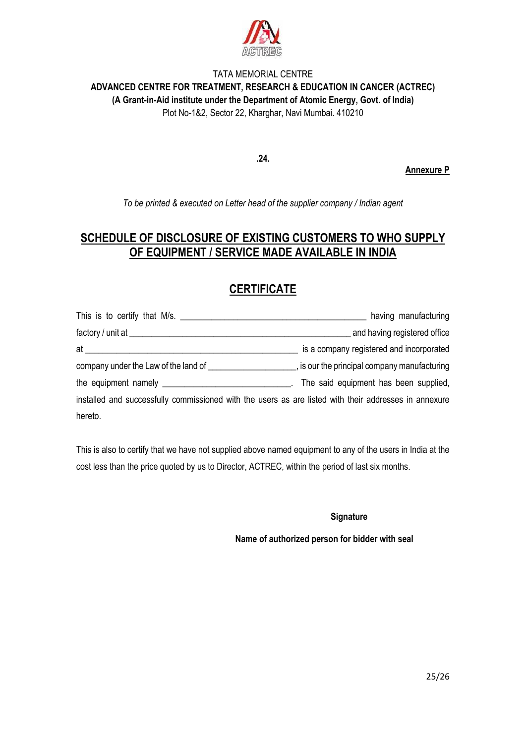TATA MEMORIAL CENTRE

**ADVANCED CENTRE FOR TREATMENT, RESEARCH & EDUCATION IN CANCER (ACTREC)**

**(A Grant-in-Aid institute under the Department of Atomic Energy, Govt. of India)**

Plot No-1&2, Sector 22, Kharghar, Navi Mumbai. 410210

**.24.**

**Annexure P**

*To be printed & executed on Letter head of the supplier company / Indian agent*

## SCHEDULE OF DISCLOSURE OF EXISTING CUSTOMERS TO WHO SUPPLY OF EQUIPMENT / SERVICE MADE AVAILABLE IN INDIA

## CERTIFICATE

This is to certify that M/s. ________________________________________ having manufacturing factory / unit at ______________________________________________ and having registered office at ______________________________________________ is a company registered and incorporated company under the Law of the land of ___________________, is our the principal company manufacturing the equipment namely ___________________________. The said equipment has been supplied, installed and successfully commissioned with the users as are listed with their addresses in annexure hereto.

This is also to certify that we have not supplied above named equipment to any of the users in India at the cost less than the price quoted by us to Director, ACTREC, within the period of last six months.

**Signature**

**Name of authorized person for bidder with seal**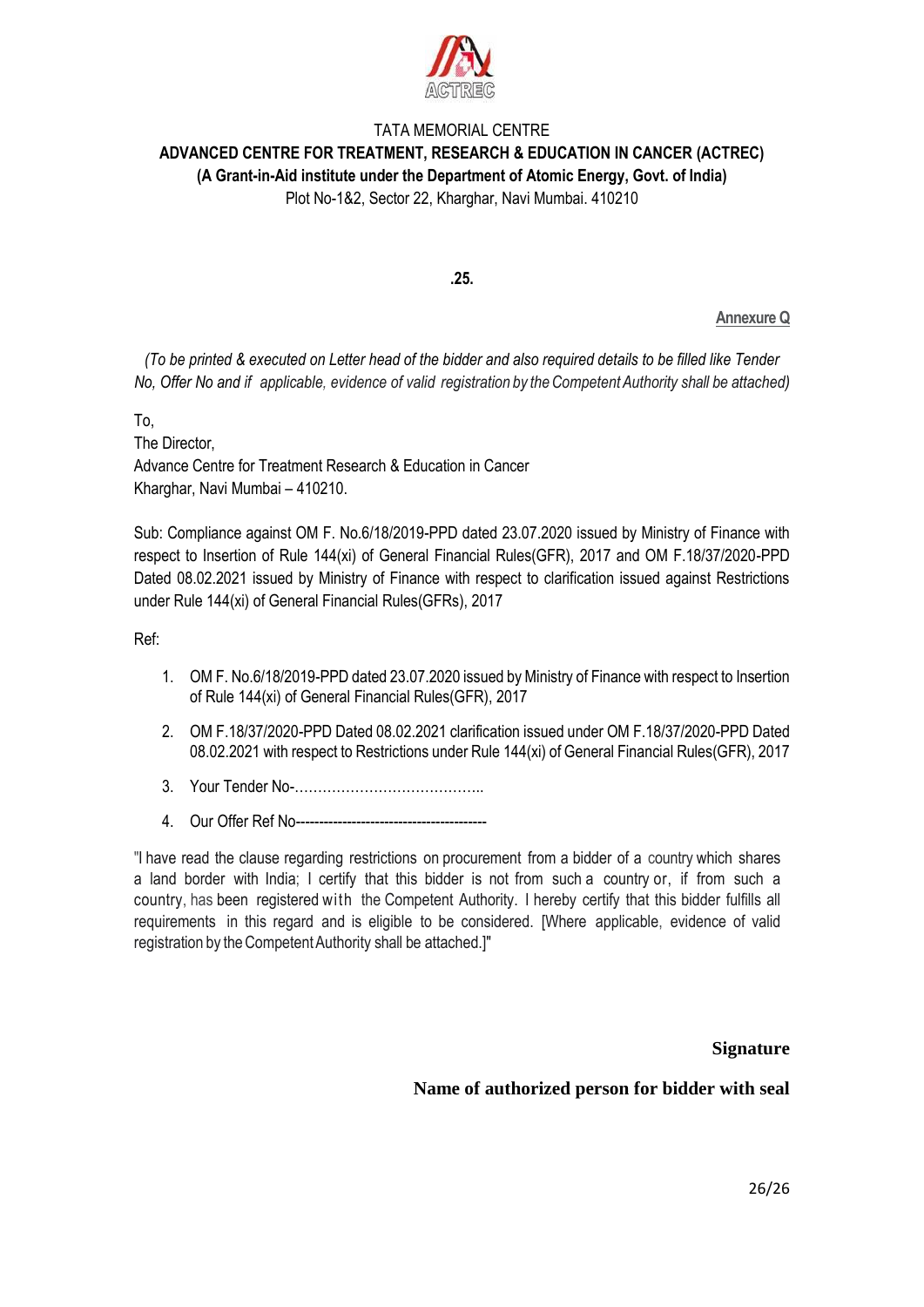TATA MEMORIAL CENTRE

**ADVANCED CENTRE FOR TREATMENT, RESEARCH & EDUCATION IN CANCER (ACTREC)**

**(A Grant-in-Aid institute under the Department of Atomic Energy, Govt. of India)**

Plot No-1&2, Sector 22, Kharghar, Navi Mumbai. 410210

**.25.**

**Annexure Q**

*(To be printed & executed on Letter head of the bidder and also required details to be filled like Tender No, Offer No and if applicable, evidence of valid registration by the Competent Authority shall be attached)*

To,
The Director,
Advance Centre for Treatment Research & Education in Cancer
Kharghar, Navi Mumbai – 410210.

Sub: Compliance against OM F. No.6/18/2019-PPD dated 23.07.2020 issued by Ministry of Finance with respect to Insertion of Rule 144(xi) of General Financial Rules(GFR), 2017 and OM F.18/37/2020-PPD Dated 08.02.2021 issued by Ministry of Finance with respect to clarification issued against Restrictions under Rule 144(xi) of General Financial Rules(GFRs), 2017

Ref:

1. OM F. No.6/18/2019-PPD dated 23.07.2020 issued by Ministry of Finance with respect to Insertion of Rule 144(xi) of General Financial Rules(GFR), 2017
2. OM F.18/37/2020-PPD Dated 08.02.2021 clarification issued under OM F.18/37/2020-PPD Dated 08.02.2021 with respect to Restrictions under Rule 144(xi) of General Financial Rules(GFR), 2017
3. Your Tender No-…………………………………..
4. Our Offer Ref No----------------------------------------

"I have read the clause regarding restrictions on procurement from a bidder of a country which shares a land border with India; I certify that this bidder is not from such a country or, if from such a country, has been registered with the Competent Authority. I hereby certify that this bidder fulfills all requirements in this regard and is eligible to be considered. [Where applicable, evidence of valid registration by the Competent Authority shall be attached.]"

**Signature**

**Name of authorized person for bidder with seal**